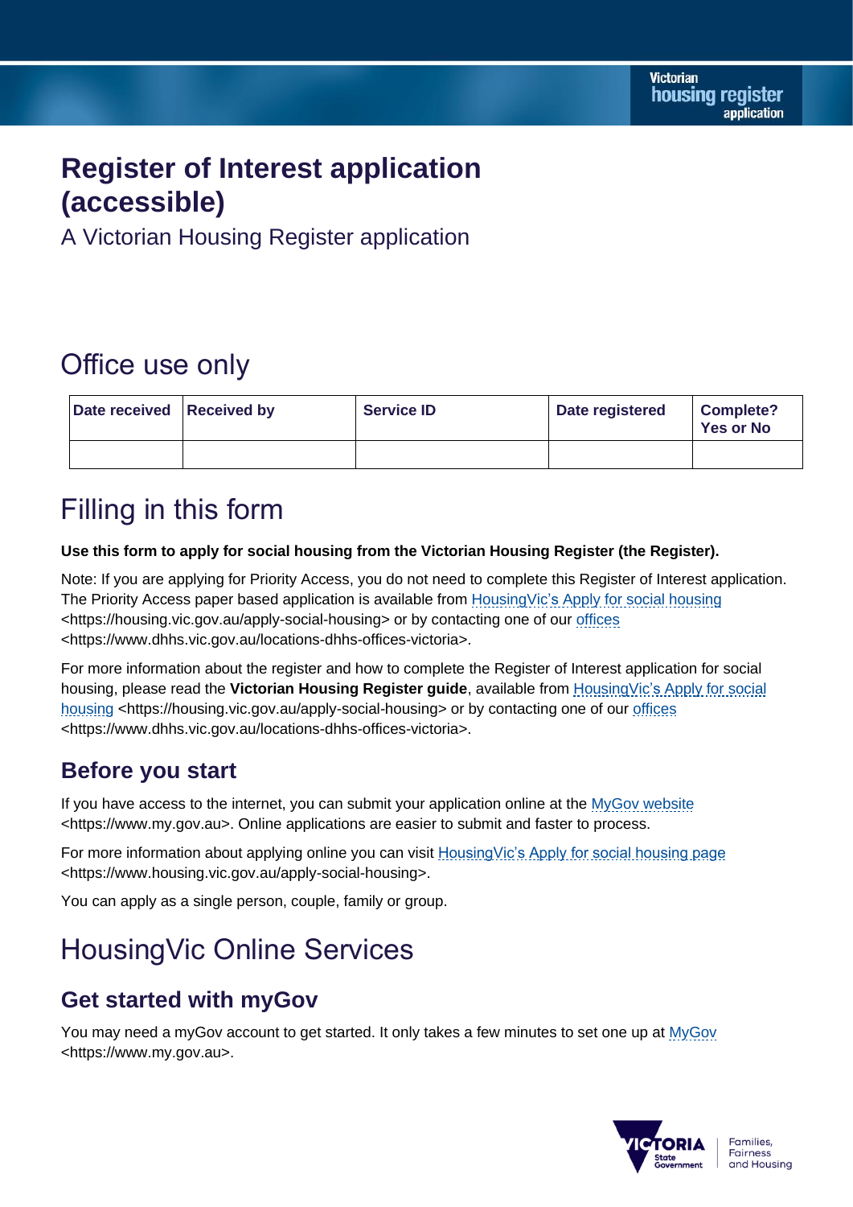# Register of Interest application (accessible)

A Victorian Housing Register application

## Office use only

| Date received | Received by | Service ID | Date registered | Complete? Yes or No |
|---|---|---|---|---|
| | | | | |

## Filling in this form

**Use this form to apply for social housing from the Victorian Housing Register (the Register).**

Note: If you are applying for Priority Access, you do not need to complete this Register of Interest application. The Priority Access paper based application is available from HousingVic's Apply for social housing <https://housing.vic.gov.au/apply-social-housing> or by contacting one of our offices <https://www.dhhs.vic.gov.au/locations-dhhs-offices-victoria>.

For more information about the register and how to complete the Register of Interest application for social housing, please read the **Victorian Housing Register guide**, available from HousingVic's Apply for social housing <https://housing.vic.gov.au/apply-social-housing> or by contacting one of our offices <https://www.dhhs.vic.gov.au/locations-dhhs-offices-victoria>.

### Before you start

If you have access to the internet, you can submit your application online at the MyGov website <https://www.my.gov.au>. Online applications are easier to submit and faster to process.

For more information about applying online you can visit HousingVic's Apply for social housing page <https://www.housing.vic.gov.au/apply-social-housing>.

You can apply as a single person, couple, family or group.

## HousingVic Online Services

### Get started with myGov

You may need a myGov account to get started. It only takes a few minutes to set one up at MyGov <https://www.my.gov.au>.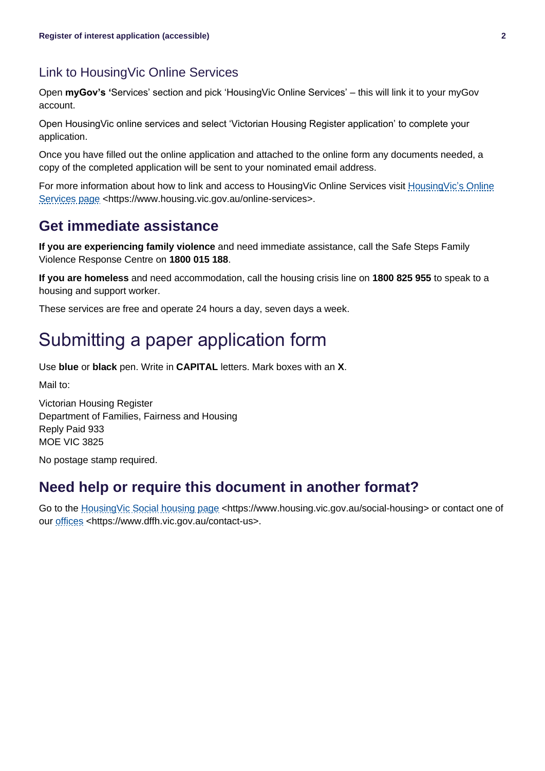### Link to HousingVic Online Services

Open **myGov's '**Services' section and pick 'HousingVic Online Services' – this will link it to your myGov account.

Open HousingVic online services and select 'Victorian Housing Register application' to complete your application.

Once you have filled out the online application and attached to the online form any documents needed, a copy of the completed application will be sent to your nominated email address.

For more information about how to link and access to HousingVic Online Services visit [HousingVic's Online Services page](https://www.housing.vic.gov.au/online-services) <https://www.housing.vic.gov.au/online-services>.

## Get immediate assistance

**If you are experiencing family violence** and need immediate assistance, call the Safe Steps Family Violence Response Centre on **1800 015 188**.

**If you are homeless** and need accommodation, call the housing crisis line on **1800 825 955** to speak to a housing and support worker.

These services are free and operate 24 hours a day, seven days a week.

# Submitting a paper application form

Use **blue** or **black** pen. Write in **CAPITAL** letters. Mark boxes with an **X**.

Mail to:

Victorian Housing Register
Department of Families, Fairness and Housing
Reply Paid 933
MOE VIC 3825

No postage stamp required.

## Need help or require this document in another format?

Go to the [HousingVic Social housing page](https://www.housing.vic.gov.au/social-housing) <https://www.housing.vic.gov.au/social-housing> or contact one of our [offices](https://www.dffh.vic.gov.au/contact-us) <https://www.dffh.vic.gov.au/contact-us>.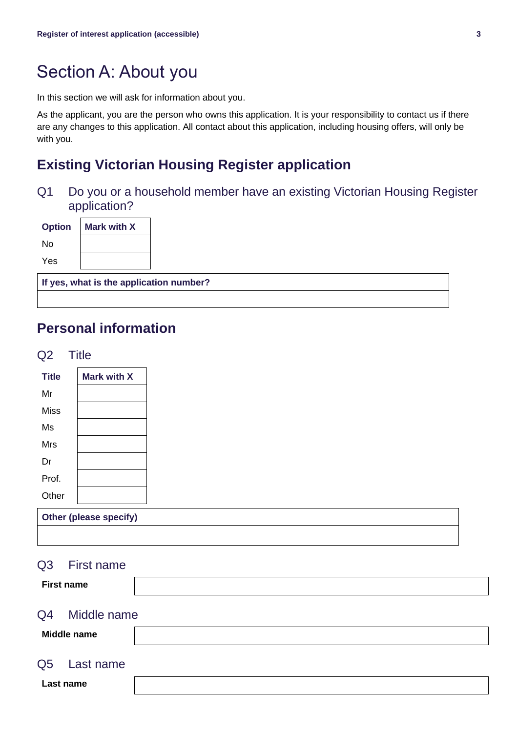# Section A: About you

In this section we will ask for information about you.

As the applicant, you are the person who owns this application. It is your responsibility to contact us if there are any changes to this application. All contact about this application, including housing offers, will only be with you.

## Existing Victorian Housing Register application

### Q1 Do you or a household member have an existing Victorian Housing Register application?

| Option | Mark with X |
|---|---|
| No | |
| Yes | |

| If yes, what is the application number? |
|---|
| |

## Personal information

### Q2 Title

| Title | Mark with X |
|---|---|
| Mr | |
| Miss | |
| Ms | |
| Mrs | |
| Dr | |
| Prof. | |
| Other | |

| Other (please specify) |
|---|
| |

### Q3 First name

| | |
|---|---|
| **First name** | |

### Q4 Middle name

| | |
|---|---|
| **Middle name** | |

### Q5 Last name

| | |
|---|---|
| **Last name** | |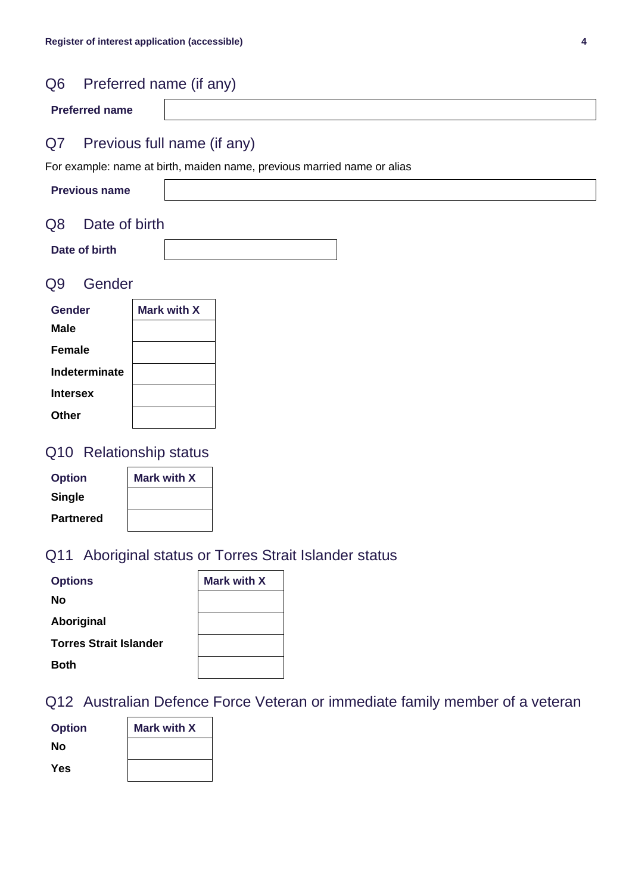## Q6 Preferred name (if any)

| | |
|---|---|
| **Preferred name** | |

## Q7 Previous full name (if any)

For example: name at birth, maiden name, previous married name or alias

| | |
|---|---|
| **Previous name** | |

## Q8 Date of birth

| | |
|---|---|
| **Date of birth** | |

## Q9 Gender

| Gender | Mark with X |
|---|---|
| **Male** | |
| **Female** | |
| **Indeterminate** | |
| **Intersex** | |
| **Other** | |

## Q10 Relationship status

| Option | Mark with X |
|---|---|
| **Single** | |
| **Partnered** | |

## Q11 Aboriginal status or Torres Strait Islander status

| Options | Mark with X |
|---|---|
| **No** | |
| **Aboriginal** | |
| **Torres Strait Islander** | |
| **Both** | |

## Q12 Australian Defence Force Veteran or immediate family member of a veteran

| Option | Mark with X |
|---|---|
| **No** | |
| **Yes** | |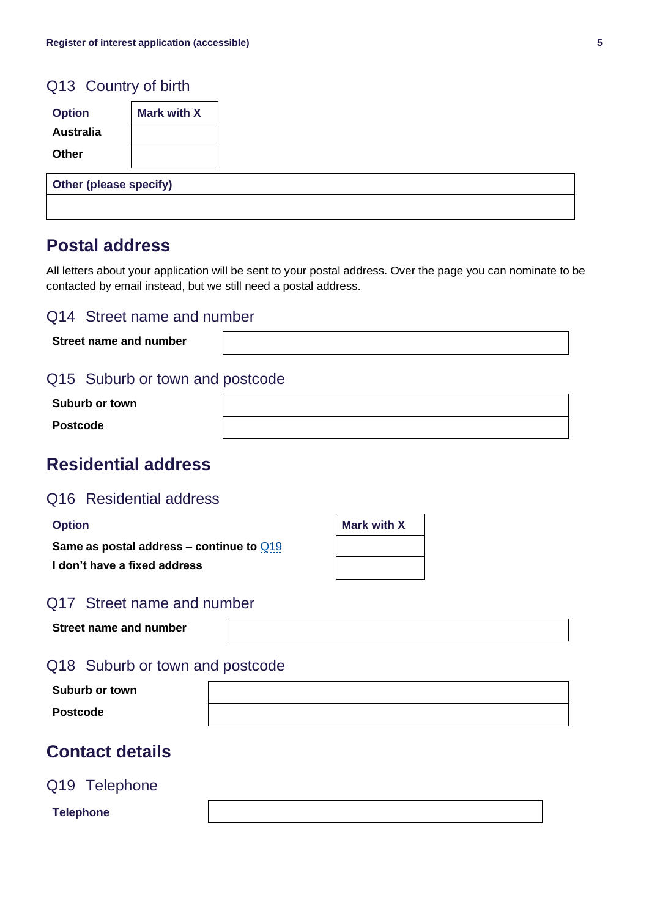### Q13 Country of birth

| Option | Mark with X |
| --- | --- |
| Australia | |
| Other | |

| Other (please specify) |
| --- |
| |

## Postal address

All letters about your application will be sent to your postal address. Over the page you can nominate to be contacted by email instead, but we still need a postal address.

### Q14 Street name and number

| | |
| --- | --- |
| **Street name and number** | |

### Q15 Suburb or town and postcode

| | |
| --- | --- |
| **Suburb or town** | |
| **Postcode** | |

## Residential address

### Q16 Residential address

| Option | Mark with X |
| --- | --- |
| Same as postal address – continue to Q19 | |
| I don't have a fixed address | |

### Q17 Street name and number

| | |
| --- | --- |
| **Street name and number** | |

### Q18 Suburb or town and postcode

| | |
| --- | --- |
| **Suburb or town** | |
| **Postcode** | |

## Contact details

### Q19 Telephone

| | |
| --- | --- |
| **Telephone** | |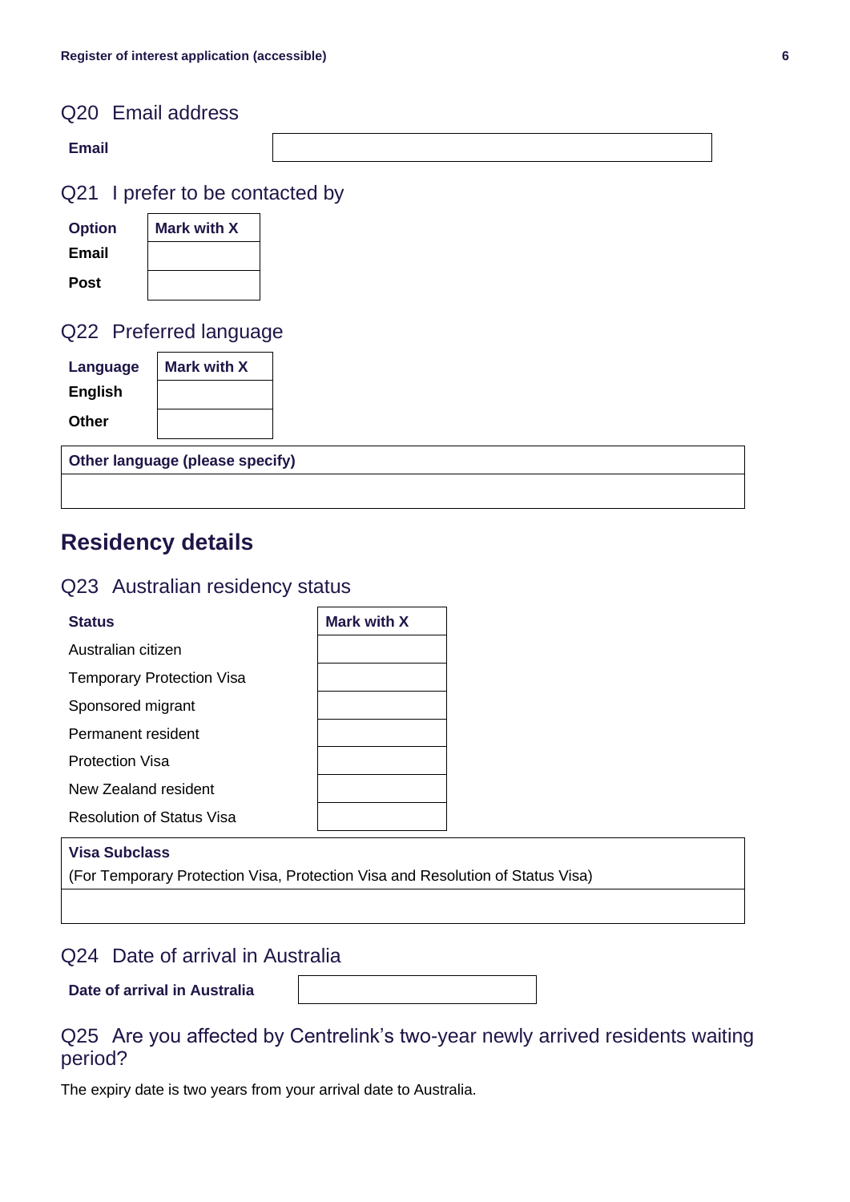### Q20 Email address

| | |
|---|---|
| **Email** | |

### Q21 I prefer to be contacted by

| Option | Mark with X |
|---|---|
| **Email** | |
| **Post** | |

### Q22 Preferred language

| Language | Mark with X |
|---|---|
| **English** | |
| **Other** | |

| Other language (please specify) |
|---|
| |

## Residency details

### Q23 Australian residency status

| Status | Mark with X |
|---|---|
| Australian citizen | |
| Temporary Protection Visa | |
| Sponsored migrant | |
| Permanent resident | |
| Protection Visa | |
| New Zealand resident | |
| Resolution of Status Visa | |

| **Visa Subclass** (For Temporary Protection Visa, Protection Visa and Resolution of Status Visa) |
|---|
| |

### Q24 Date of arrival in Australia

| | |
|---|---|
| **Date of arrival in Australia** | |

### Q25 Are you affected by Centrelink's two-year newly arrived residents waiting period?

The expiry date is two years from your arrival date to Australia.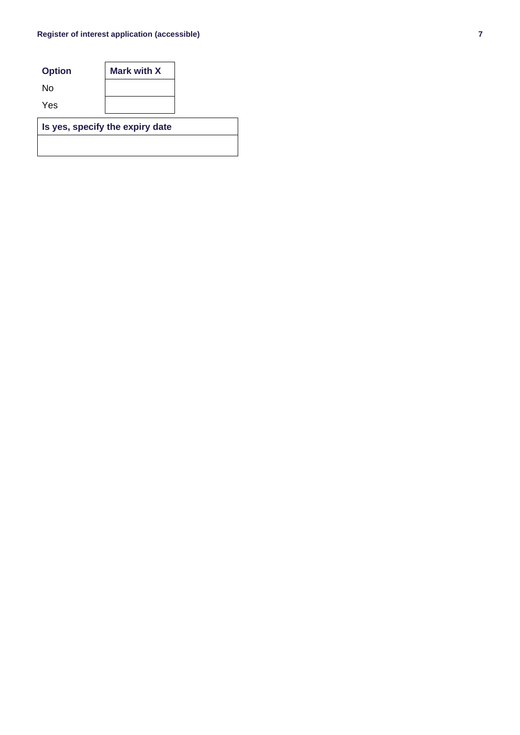| Option | Mark with X |
| --- | --- |
| No | |
| Yes | |

| Is yes, specify the expiry date |
| --- |
| |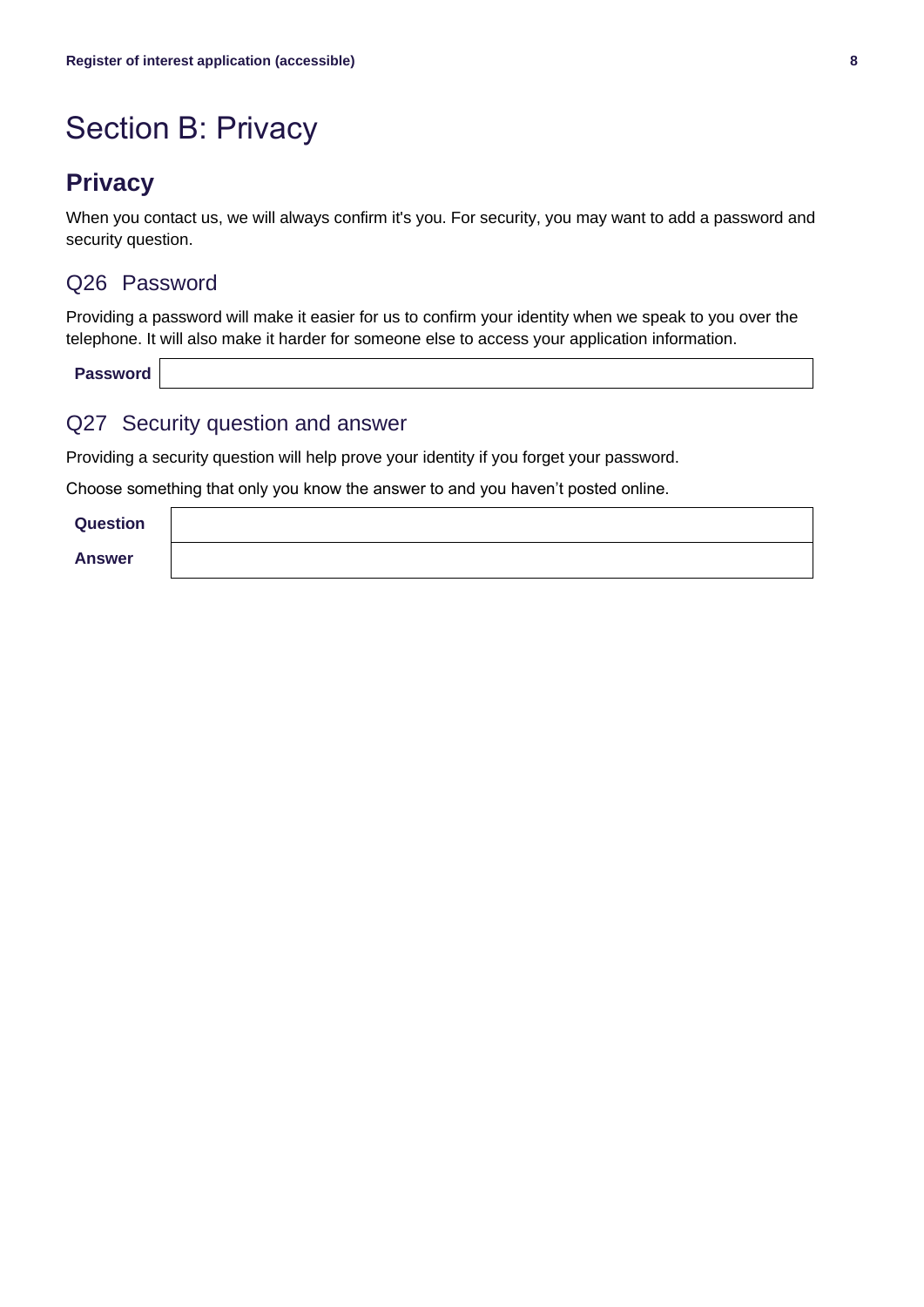# Section B: Privacy

## Privacy

When you contact us, we will always confirm it's you. For security, you may want to add a password and security question.

### Q26 Password

Providing a password will make it easier for us to confirm your identity when we speak to you over the telephone. It will also make it harder for someone else to access your application information.

| | |
|---|---|
| **Password** | |

### Q27 Security question and answer

Providing a security question will help prove your identity if you forget your password.

Choose something that only you know the answer to and you haven't posted online.

| | |
|---|---|
| **Question** | |
| **Answer** | |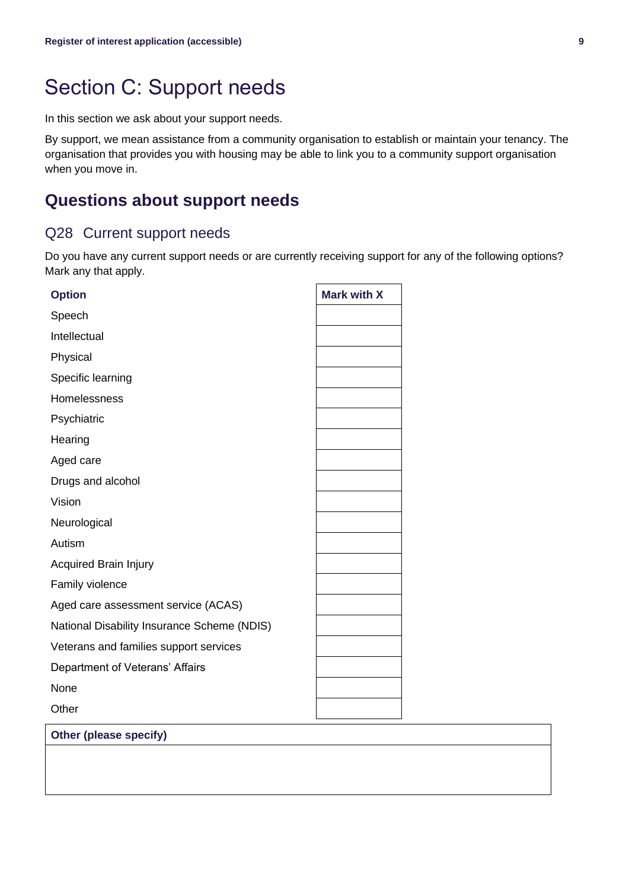# Section C: Support needs

In this section we ask about your support needs.

By support, we mean assistance from a community organisation to establish or maintain your tenancy. The organisation that provides you with housing may be able to link you to a community support organisation when you move in.

## Questions about support needs

### Q28 Current support needs

Do you have any current support needs or are currently receiving support for any of the following options? Mark any that apply.

| Option | Mark with X |
|---|---|
| Speech | |
| Intellectual | |
| Physical | |
| Specific learning | |
| Homelessness | |
| Psychiatric | |
| Hearing | |
| Aged care | |
| Drugs and alcohol | |
| Vision | |
| Neurological | |
| Autism | |
| Acquired Brain Injury | |
| Family violence | |
| Aged care assessment service (ACAS) | |
| National Disability Insurance Scheme (NDIS) | |
| Veterans and families support services | |
| Department of Veterans' Affairs | |
| None | |
| Other | |

| Other (please specify) |
|---|
| |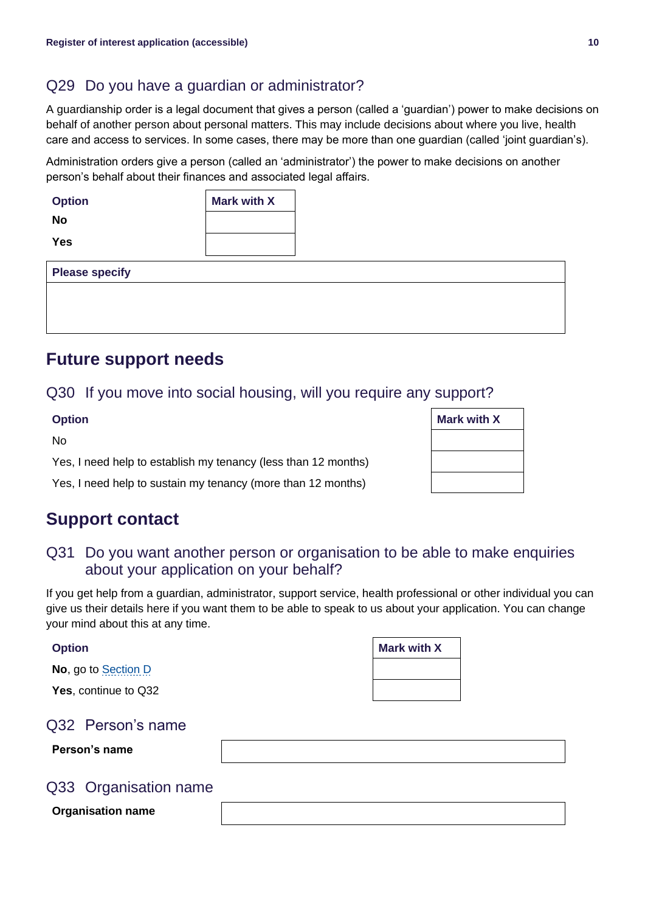### Q29 Do you have a guardian or administrator?

A guardianship order is a legal document that gives a person (called a 'guardian') power to make decisions on behalf of another person about personal matters. This may include decisions about where you live, health care and access to services. In some cases, there may be more than one guardian (called 'joint guardian's).

Administration orders give a person (called an 'administrator') the power to make decisions on another person's behalf about their finances and associated legal affairs.

| Option | Mark with X |
| --- | --- |
| **No** | |
| **Yes** | |

| Please specify |
| --- |
| |

## Future support needs

### Q30 If you move into social housing, will you require any support?

| Option | Mark with X |
| --- | --- |
| No | |
| Yes, I need help to establish my tenancy (less than 12 months) | |
| Yes, I need help to sustain my tenancy (more than 12 months) | |

## Support contact

### Q31 Do you want another person or organisation to be able to make enquiries about your application on your behalf?

If you get help from a guardian, administrator, support service, health professional or other individual you can give us their details here if you want them to be able to speak to us about your application. You can change your mind about this at any time.

| Option | Mark with X |
| --- | --- |
| **No**, go to Section D | |
| **Yes**, continue to Q32 | |

### Q32 Person's name

| | |
| --- | --- |
| **Person's name** | |

### Q33 Organisation name

| | |
| --- | --- |
| **Organisation name** | |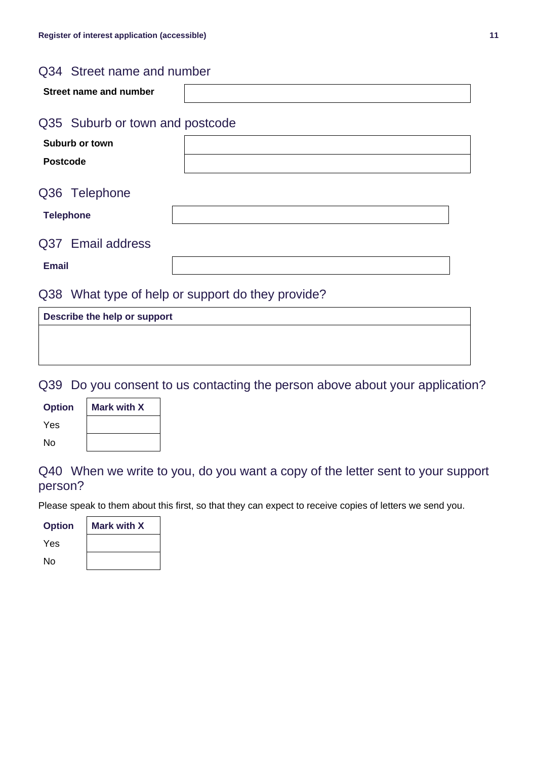## Q34 Street name and number

| | |
|---|---|
| **Street name and number** | |

## Q35 Suburb or town and postcode

| | |
|---|---|
| **Suburb or town** | |
| **Postcode** | |

## Q36 Telephone

| | |
|---|---|
| **Telephone** | |

## Q37 Email address

| | |
|---|---|
| **Email** | |

## Q38 What type of help or support do they provide?

| **Describe the help or support** |
|---|
| |

## Q39 Do you consent to us contacting the person above about your application?

| **Option** | **Mark with X** |
|---|---|
| Yes | |
| No | |

## Q40 When we write to you, do you want a copy of the letter sent to your support person?

Please speak to them about this first, so that they can expect to receive copies of letters we send you.

| **Option** | **Mark with X** |
|---|---|
| Yes | |
| No | |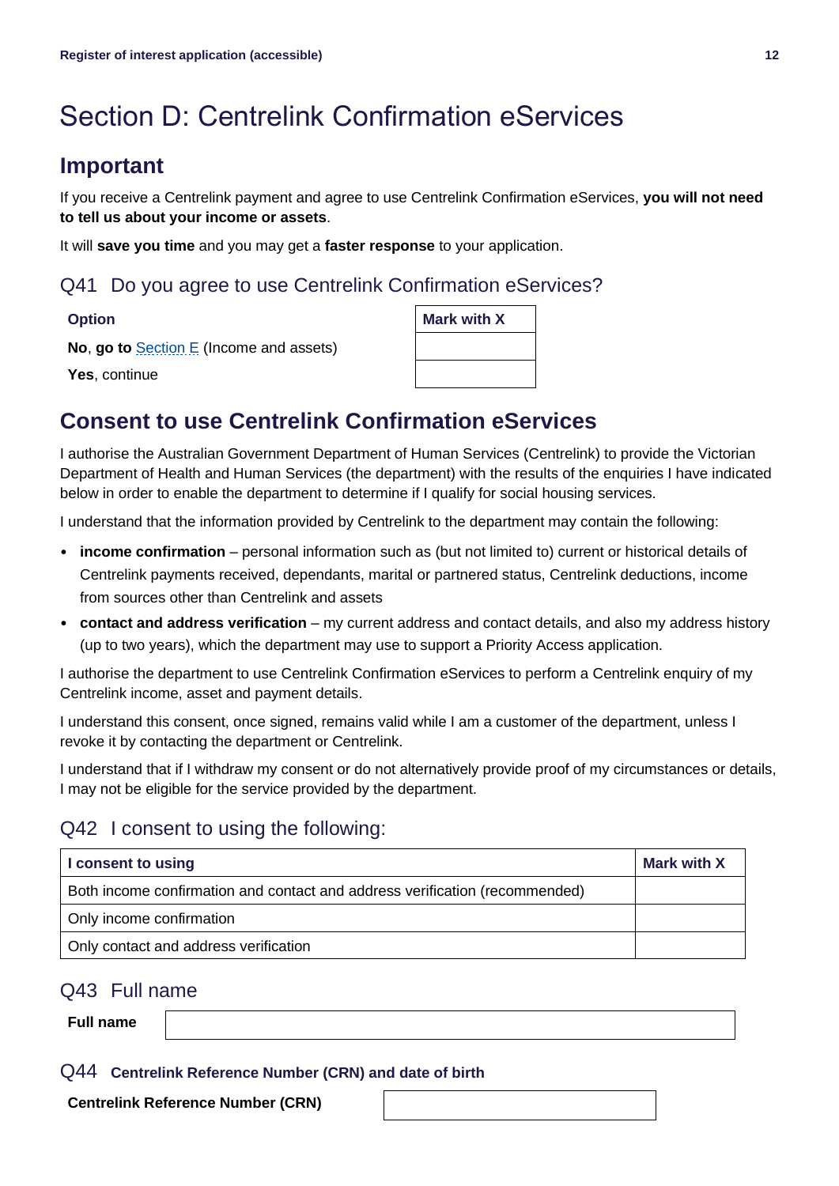# Section D: Centrelink Confirmation eServices

## Important

If you receive a Centrelink payment and agree to use Centrelink Confirmation eServices, **you will not need to tell us about your income or assets**.

It will **save you time** and you may get a **faster response** to your application.

### Q41 Do you agree to use Centrelink Confirmation eServices?

| Option | Mark with X |
| --- | --- |
| **No**, **go to** Section E (Income and assets) | |
| **Yes**, continue | |

## Consent to use Centrelink Confirmation eServices

I authorise the Australian Government Department of Human Services (Centrelink) to provide the Victorian Department of Health and Human Services (the department) with the results of the enquiries I have indicated below in order to enable the department to determine if I qualify for social housing services.

I understand that the information provided by Centrelink to the department may contain the following:

- **income confirmation** – personal information such as (but not limited to) current or historical details of Centrelink payments received, dependants, marital or partnered status, Centrelink deductions, income from sources other than Centrelink and assets
- **contact and address verification** – my current address and contact details, and also my address history (up to two years), which the department may use to support a Priority Access application.

I authorise the department to use Centrelink Confirmation eServices to perform a Centrelink enquiry of my Centrelink income, asset and payment details.

I understand this consent, once signed, remains valid while I am a customer of the department, unless I revoke it by contacting the department or Centrelink.

I understand that if I withdraw my consent or do not alternatively provide proof of my circumstances or details, I may not be eligible for the service provided by the department.

### Q42 I consent to using the following:

| I consent to using | Mark with X |
| --- | --- |
| Both income confirmation and contact and address verification (recommended) | |
| Only income confirmation | |
| Only contact and address verification | |

### Q43 Full name

| | |
| --- | --- |
| **Full name** | |

### Q44 Centrelink Reference Number (CRN) and date of birth

| | |
| --- | --- |
| **Centrelink Reference Number (CRN)** | |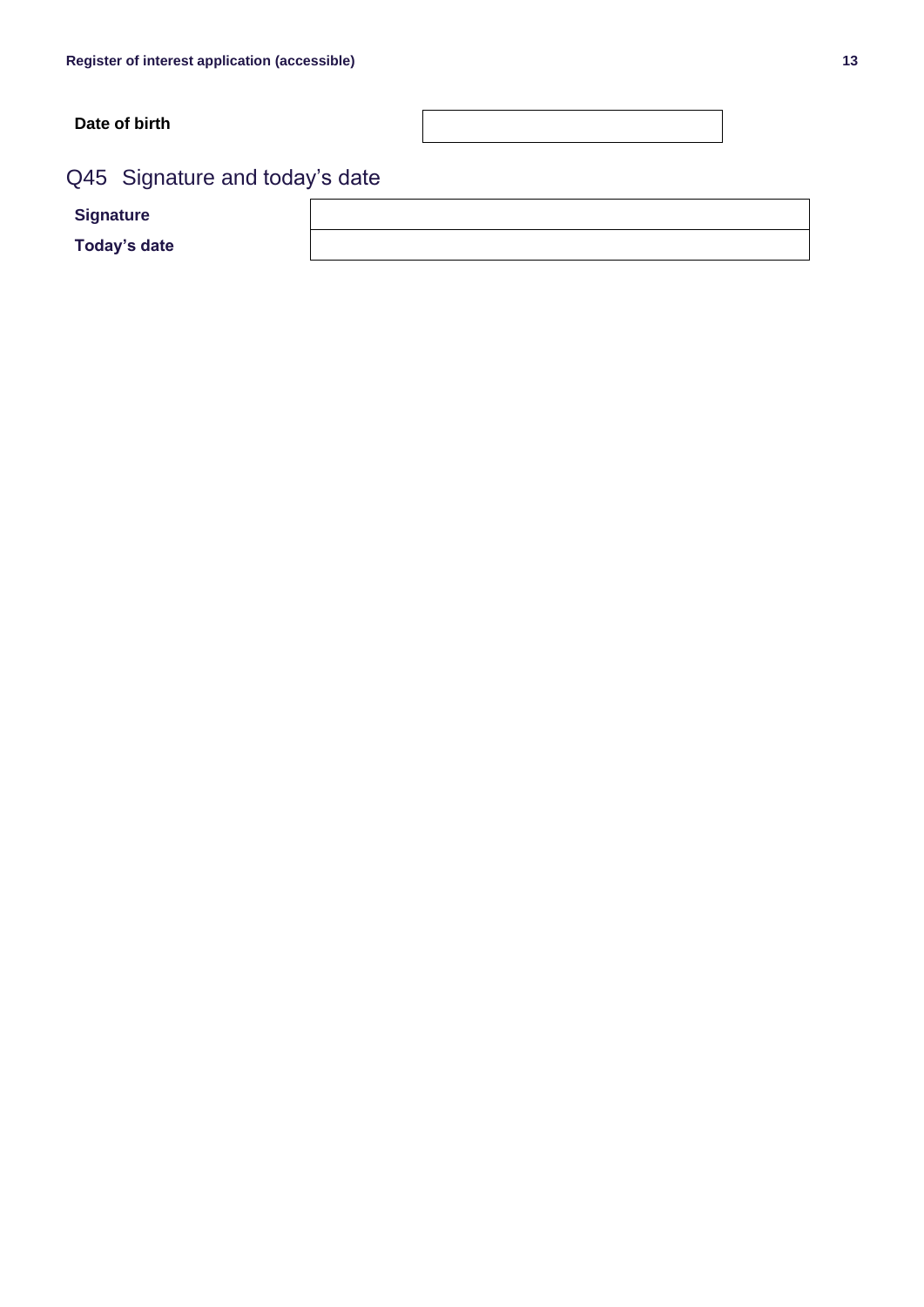| | |
|---|---|
| **Date of birth** | |

## Q45 Signature and today's date

| | |
|---|---|
| **Signature** | |
| **Today's date** | |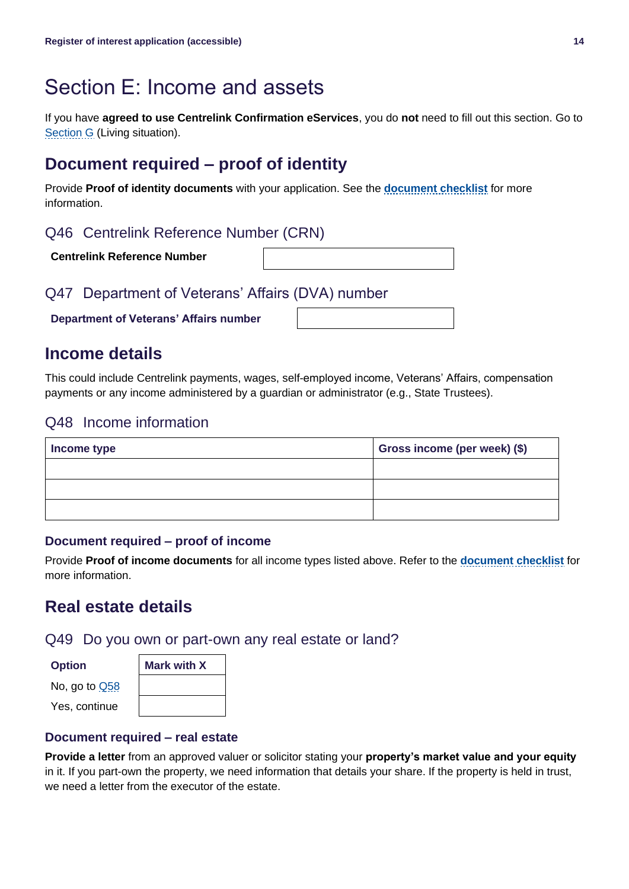# Section E: Income and assets

If you have **agreed to use Centrelink Confirmation eServices**, you do **not** need to fill out this section. Go to Section G (Living situation).

## Document required – proof of identity

Provide **Proof of identity documents** with your application. See the **document checklist** for more information.

### Q46 Centrelink Reference Number (CRN)

| | |
|---|---|
| **Centrelink Reference Number** | |

### Q47 Department of Veterans' Affairs (DVA) number

| | |
|---|---|
| **Department of Veterans' Affairs number** | |

## Income details

This could include Centrelink payments, wages, self-employed income, Veterans' Affairs, compensation payments or any income administered by a guardian or administrator (e.g., State Trustees).

### Q48 Income information

| Income type | Gross income (per week) ($) |
|---|---|
| | |
| | |
| | |

#### Document required – proof of income

Provide **Proof of income documents** for all income types listed above. Refer to the **document checklist** for more information.

## Real estate details

### Q49 Do you own or part-own any real estate or land?

| Option | Mark with X |
|---|---|
| No, go to Q58 | |
| Yes, continue | |

#### Document required – real estate

**Provide a letter** from an approved valuer or solicitor stating your **property's market value and your equity** in it. If you part-own the property, we need information that details your share. If the property is held in trust, we need a letter from the executor of the estate.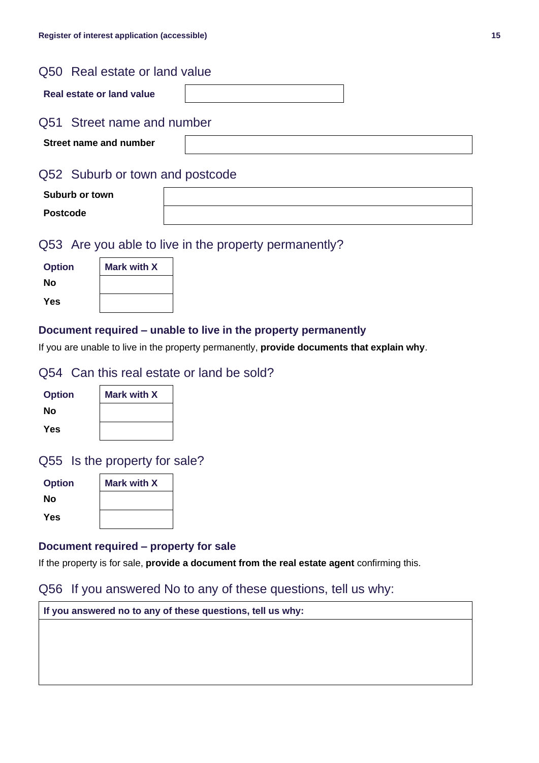## Q50 Real estate or land value

| | |
|---|---|
| **Real estate or land value** | |

## Q51 Street name and number

| | |
|---|---|
| **Street name and number** | |

## Q52 Suburb or town and postcode

| | |
|---|---|
| **Suburb or town** | |
| **Postcode** | |

## Q53 Are you able to live in the property permanently?

| **Option** | **Mark with X** |
|---|---|
| **No** | |
| **Yes** | |

### Document required – unable to live in the property permanently

If you are unable to live in the property permanently, **provide documents that explain why**.

## Q54 Can this real estate or land be sold?

| **Option** | **Mark with X** |
|---|---|
| **No** | |
| **Yes** | |

## Q55 Is the property for sale?

| **Option** | **Mark with X** |
|---|---|
| **No** | |
| **Yes** | |

### Document required – property for sale

If the property is for sale, **provide a document from the real estate agent** confirming this.

## Q56 If you answered No to any of these questions, tell us why:

| **If you answered no to any of these questions, tell us why:** |
|---|
| |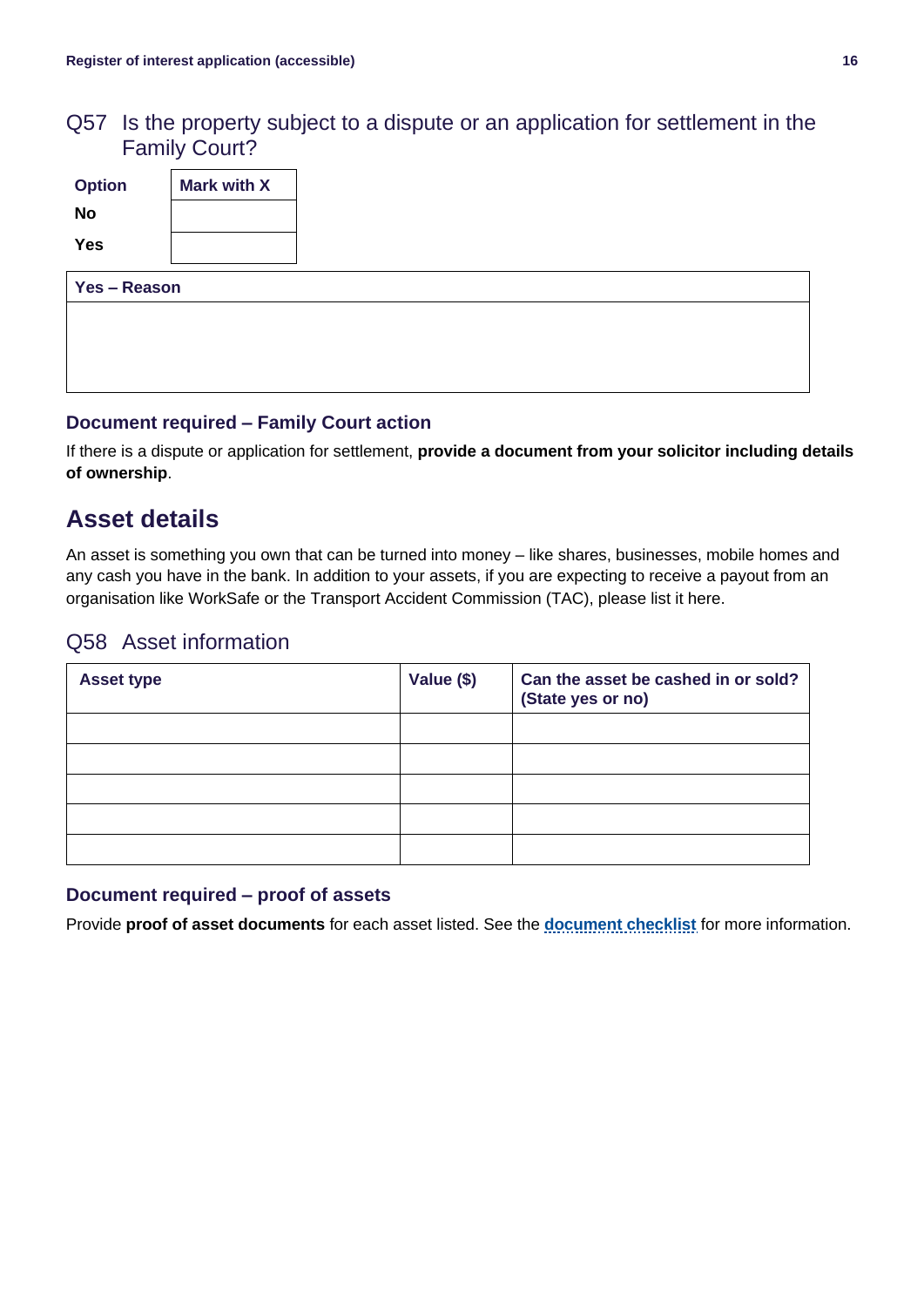## Q57 Is the property subject to a dispute or an application for settlement in the Family Court?

| Option | Mark with X |
|---|---|
| No | |
| Yes | |

| Yes – Reason |
|---|
| |

### Document required – Family Court action

If there is a dispute or application for settlement, **provide a document from your solicitor including details of ownership**.

# Asset details

An asset is something you own that can be turned into money – like shares, businesses, mobile homes and any cash you have in the bank. In addition to your assets, if you are expecting to receive a payout from an organisation like WorkSafe or the Transport Accident Commission (TAC), please list it here.

## Q58 Asset information

| Asset type | Value ($) | Can the asset be cashed in or sold? (State yes or no) |
|---|---|---|
| | | |
| | | |
| | | |
| | | |
| | | |

### Document required – proof of assets

Provide **proof of asset documents** for each asset listed. See the **document checklist** for more information.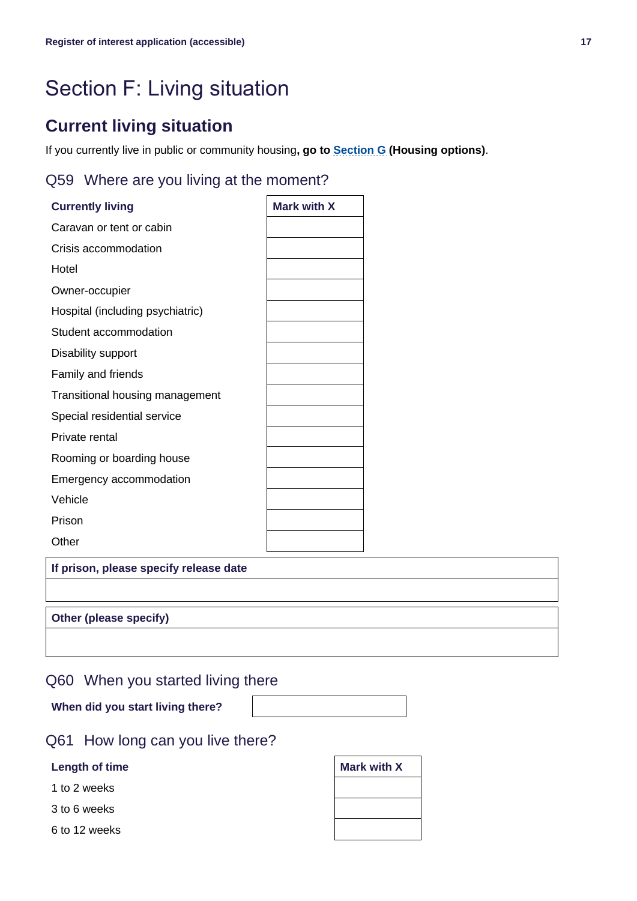# Section F: Living situation

## Current living situation

If you currently live in public or community housing**, go to** Section G **(Housing options)**.

### Q59 Where are you living at the moment?

| Currently living | Mark with X |
|---|---|
| Caravan or tent or cabin | |
| Crisis accommodation | |
| Hotel | |
| Owner-occupier | |
| Hospital (including psychiatric) | |
| Student accommodation | |
| Disability support | |
| Family and friends | |
| Transitional housing management | |
| Special residential service | |
| Private rental | |
| Rooming or boarding house | |
| Emergency accommodation | |
| Vehicle | |
| Prison | |
| Other | |

| If prison, please specify release date |
|---|
| |

| Other (please specify) |
|---|
| |

### Q60 When you started living there

| | |
|---|---|
| **When did you start living there?** | |

### Q61 How long can you live there?

| Length of time | Mark with X |
|---|---|
| 1 to 2 weeks | |
| 3 to 6 weeks | |
| 6 to 12 weeks | |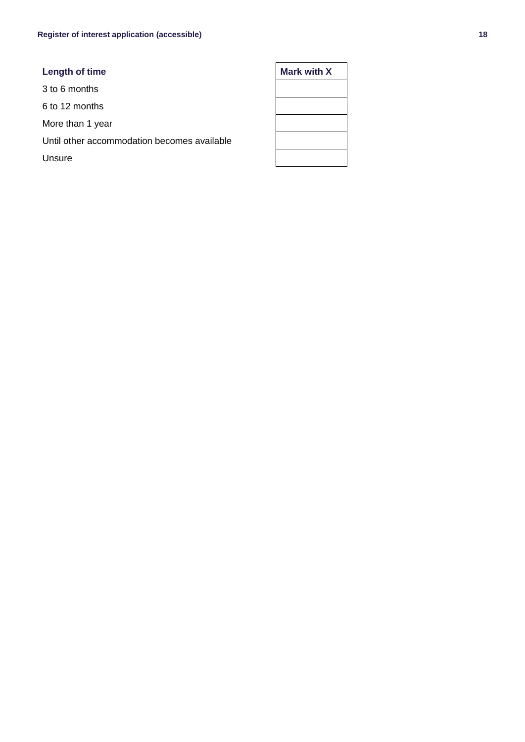| Length of time | Mark with X |
| --- | --- |
| 3 to 6 months | |
| 6 to 12 months | |
| More than 1 year | |
| Until other accommodation becomes available | |
| Unsure | |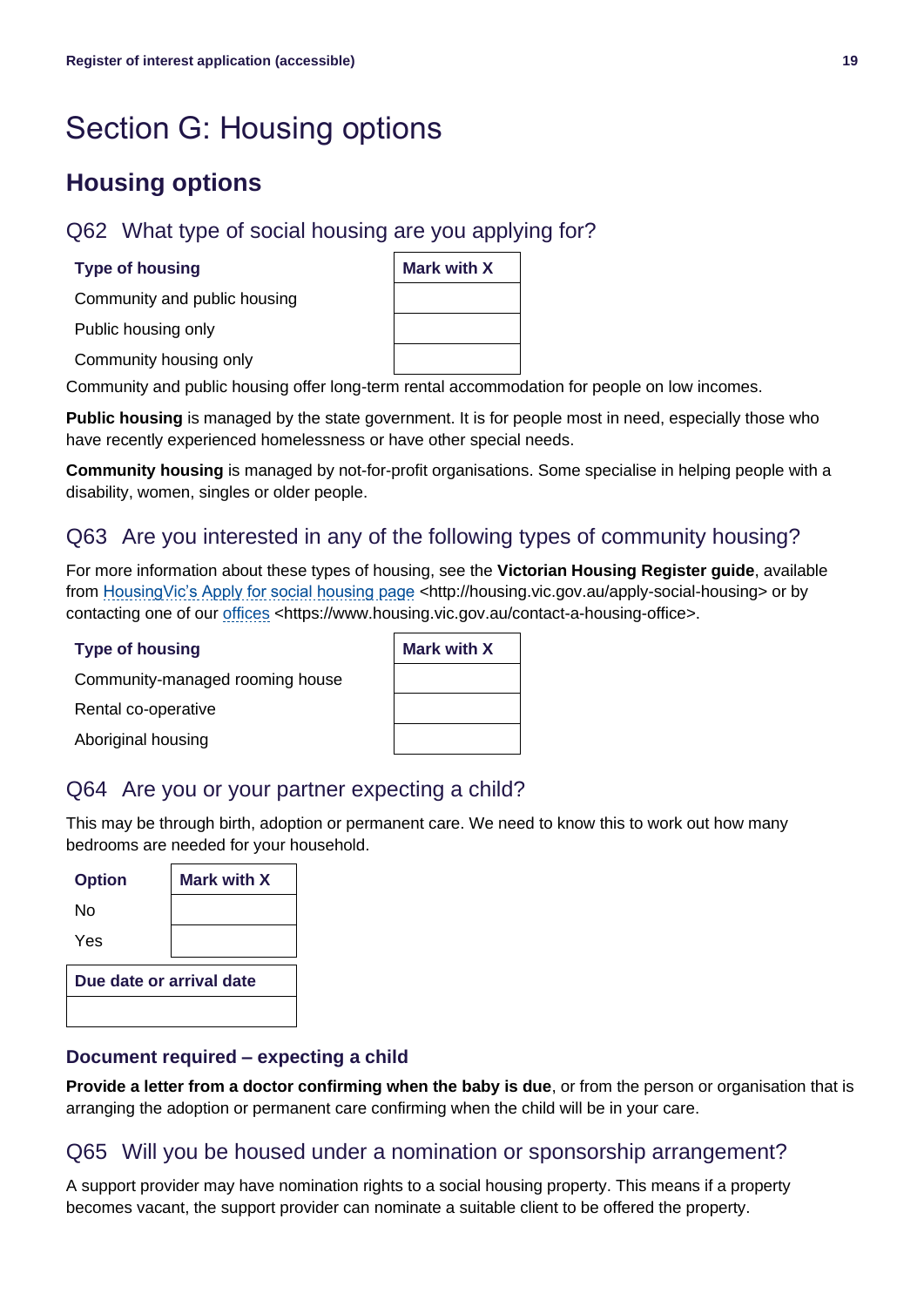# Section G: Housing options

## Housing options

### Q62 What type of social housing are you applying for?

| Type of housing | Mark with X |
|---|---|
| Community and public housing | |
| Public housing only | |
| Community housing only | |

Community and public housing offer long-term rental accommodation for people on low incomes.

**Public housing** is managed by the state government. It is for people most in need, especially those who have recently experienced homelessness or have other special needs.

**Community housing** is managed by not-for-profit organisations. Some specialise in helping people with a disability, women, singles or older people.

### Q63 Are you interested in any of the following types of community housing?

For more information about these types of housing, see the **Victorian Housing Register guide**, available from HousingVic's Apply for social housing page <http://housing.vic.gov.au/apply-social-housing> or by contacting one of our offices <https://www.housing.vic.gov.au/contact-a-housing-office>.

| Type of housing | Mark with X |
|---|---|
| Community-managed rooming house | |
| Rental co-operative | |
| Aboriginal housing | |

### Q64 Are you or your partner expecting a child?

This may be through birth, adoption or permanent care. We need to know this to work out how many bedrooms are needed for your household.

| Option | Mark with X |
|---|---|
| No | |
| Yes | |

| Due date or arrival date |
|---|
| |

#### Document required – expecting a child

**Provide a letter from a doctor confirming when the baby is due**, or from the person or organisation that is arranging the adoption or permanent care confirming when the child will be in your care.

### Q65 Will you be housed under a nomination or sponsorship arrangement?

A support provider may have nomination rights to a social housing property. This means if a property becomes vacant, the support provider can nominate a suitable client to be offered the property.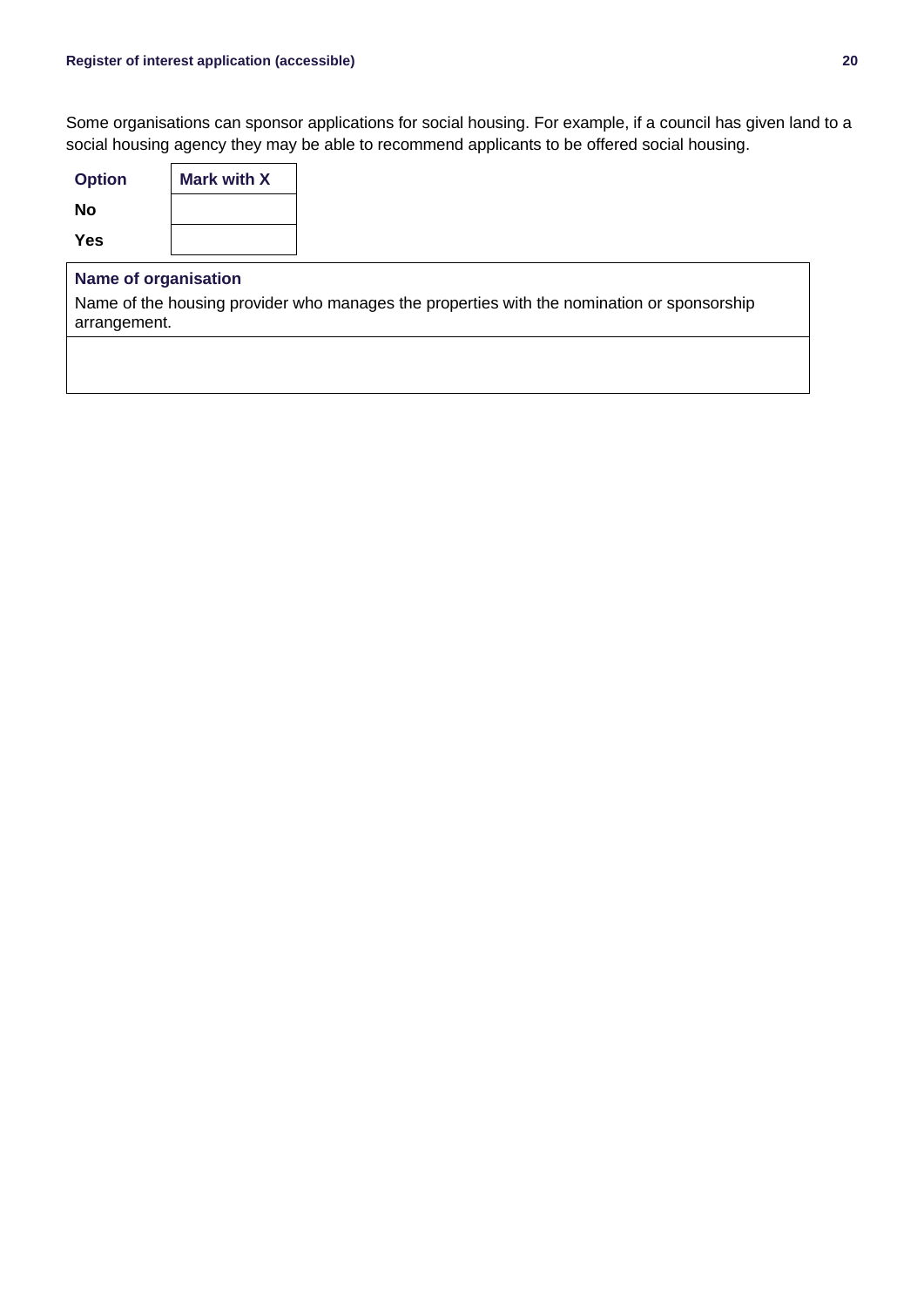Some organisations can sponsor applications for social housing. For example, if a council has given land to a social housing agency they may be able to recommend applicants to be offered social housing.

| Option | Mark with X |
| --- | --- |
| No | |
| Yes | |

| Name of organisation<br>Name of the housing provider who manages the properties with the nomination or sponsorship arrangement. |
| --- |
| |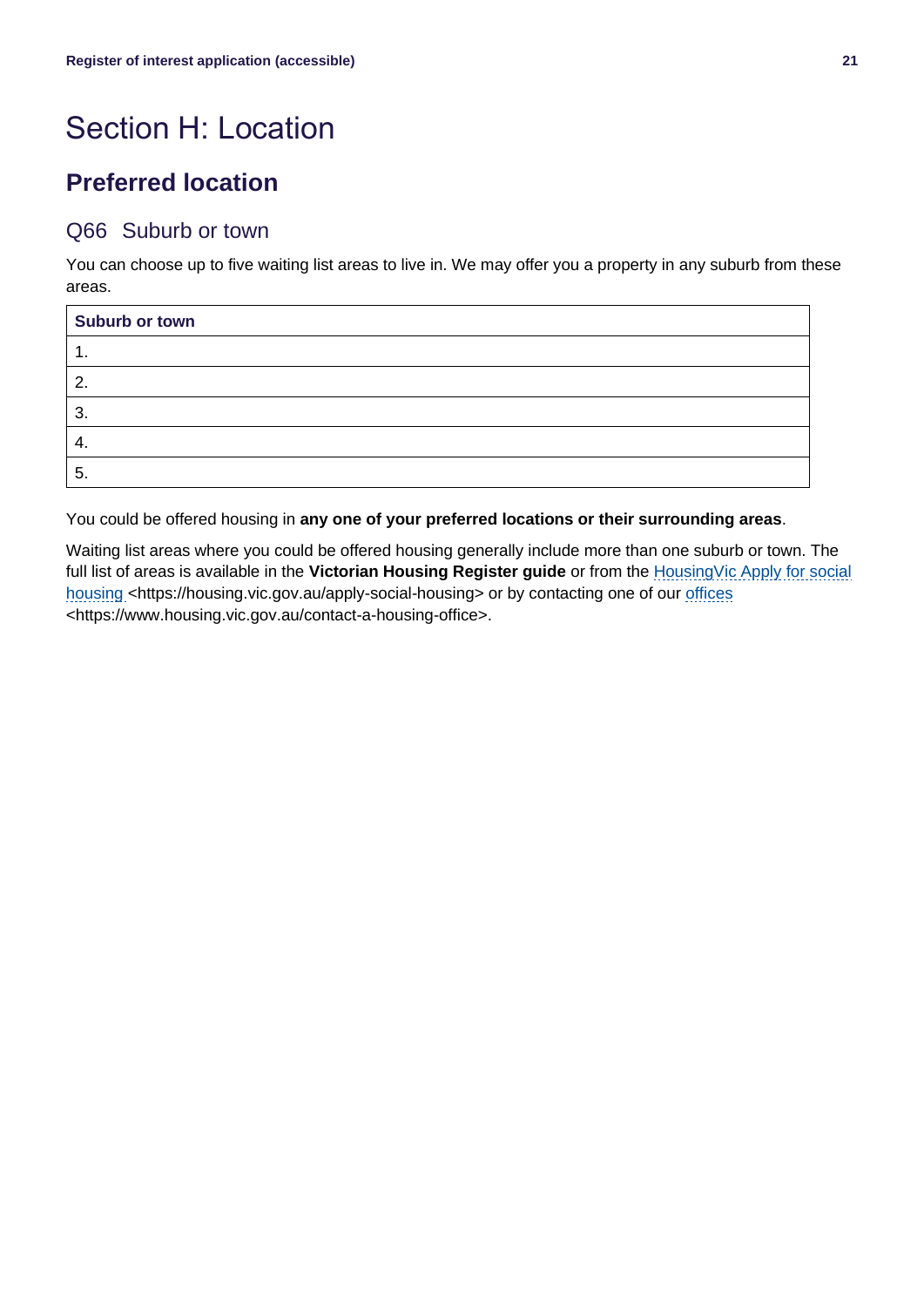# Section H: Location

## Preferred location

### Q66 Suburb or town

You can choose up to five waiting list areas to live in. We may offer you a property in any suburb from these areas.

| Suburb or town |
|---|
| 1. |
| 2. |
| 3. |
| 4. |
| 5. |

You could be offered housing in **any one of your preferred locations or their surrounding areas**.

Waiting list areas where you could be offered housing generally include more than one suburb or town. The full list of areas is available in the **Victorian Housing Register guide** or from the HousingVic Apply for social housing <https://housing.vic.gov.au/apply-social-housing> or by contacting one of our offices <https://www.housing.vic.gov.au/contact-a-housing-office>.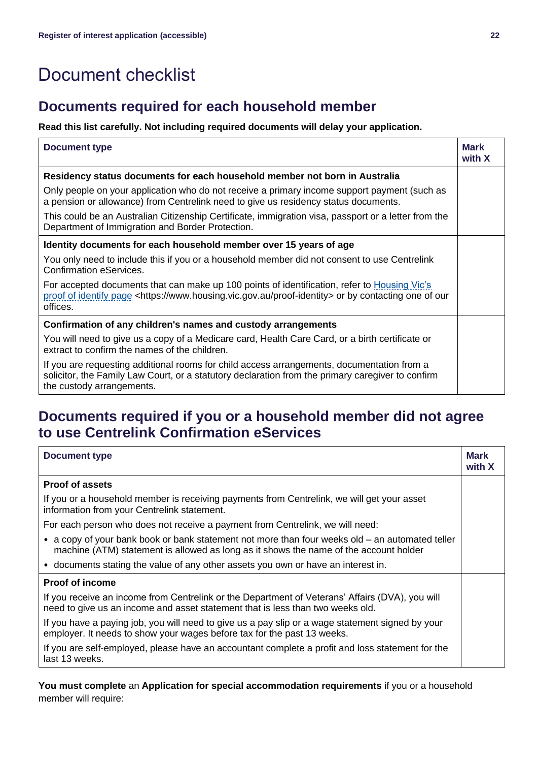# Document checklist

## Documents required for each household member

**Read this list carefully. Not including required documents will delay your application.**

| Document type | Mark with X |
|---|---|
| **Residency status documents for each household member not born in Australia**<br><br>Only people on your application who do not receive a primary income support payment (such as a pension or allowance) from Centrelink need to give us residency status documents.<br><br>This could be an Australian Citizenship Certificate, immigration visa, passport or a letter from the Department of Immigration and Border Protection. | |
| **Identity documents for each household member over 15 years of age**<br><br>You only need to include this if you or a household member did not consent to use Centrelink Confirmation eServices.<br><br>For accepted documents that can make up 100 points of identification, refer to [Housing Vic's proof of identify page](https://www.housing.vic.gov.au/proof-identity) <https://www.housing.vic.gov.au/proof-identity> or by contacting one of our offices. | |
| **Confirmation of any children's names and custody arrangements**<br><br>You will need to give us a copy of a Medicare card, Health Care Card, or a birth certificate or extract to confirm the names of the children.<br><br>If you are requesting additional rooms for child access arrangements, documentation from a solicitor, the Family Law Court, or a statutory declaration from the primary caregiver to confirm the custody arrangements. | |

## Documents required if you or a household member did not agree to use Centrelink Confirmation eServices

| Document type | Mark with X |
|---|---|
| **Proof of assets**<br><br>If you or a household member is receiving payments from Centrelink, we will get your asset information from your Centrelink statement.<br><br>For each person who does not receive a payment from Centrelink, we will need:<br><br>• a copy of your bank book or bank statement not more than four weeks old – an automated teller machine (ATM) statement is allowed as long as it shows the name of the account holder<br><br>• documents stating the value of any other assets you own or have an interest in. | |
| **Proof of income**<br><br>If you receive an income from Centrelink or the Department of Veterans' Affairs (DVA), you will need to give us an income and asset statement that is less than two weeks old.<br><br>If you have a paying job, you will need to give us a pay slip or a wage statement signed by your employer. It needs to show your wages before tax for the past 13 weeks.<br><br>If you are self-employed, please have an accountant complete a profit and loss statement for the last 13 weeks. | |

**You must complete** an **Application for special accommodation requirements** if you or a household member will require: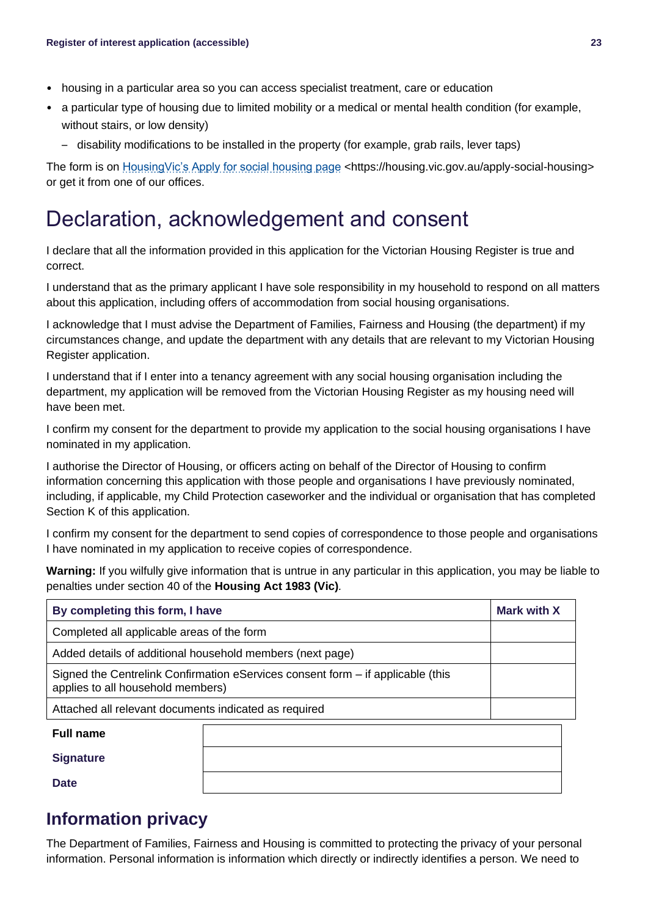- housing in a particular area so you can access specialist treatment, care or education
- a particular type of housing due to limited mobility or a medical or mental health condition (for example, without stairs, or low density)
  - disability modifications to be installed in the property (for example, grab rails, lever taps)

The form is on [HousingVic's Apply for social housing page](https://housing.vic.gov.au/apply-social-housing) <https://housing.vic.gov.au/apply-social-housing> or get it from one of our offices.

# Declaration, acknowledgement and consent

I declare that all the information provided in this application for the Victorian Housing Register is true and correct.

I understand that as the primary applicant I have sole responsibility in my household to respond on all matters about this application, including offers of accommodation from social housing organisations.

I acknowledge that I must advise the Department of Families, Fairness and Housing (the department) if my circumstances change, and update the department with any details that are relevant to my Victorian Housing Register application.

I understand that if I enter into a tenancy agreement with any social housing organisation including the department, my application will be removed from the Victorian Housing Register as my housing need will have been met.

I confirm my consent for the department to provide my application to the social housing organisations I have nominated in my application.

I authorise the Director of Housing, or officers acting on behalf of the Director of Housing to confirm information concerning this application with those people and organisations I have previously nominated, including, if applicable, my Child Protection caseworker and the individual or organisation that has completed Section K of this application.

I confirm my consent for the department to send copies of correspondence to those people and organisations I have nominated in my application to receive copies of correspondence.

**Warning:** If you wilfully give information that is untrue in any particular in this application, you may be liable to penalties under section 40 of the **Housing Act 1983 (Vic)**.

| By completing this form, I have | Mark with X |
| --- | --- |
| Completed all applicable areas of the form | |
| Added details of additional household members (next page) | |
| Signed the Centrelink Confirmation eServices consent form – if applicable (this applies to all household members) | |
| Attached all relevant documents indicated as required | |

| | |
| --- | --- |
| **Full name** | |
| **Signature** | |
| **Date** | |

## Information privacy

The Department of Families, Fairness and Housing is committed to protecting the privacy of your personal information. Personal information is information which directly or indirectly identifies a person. We need to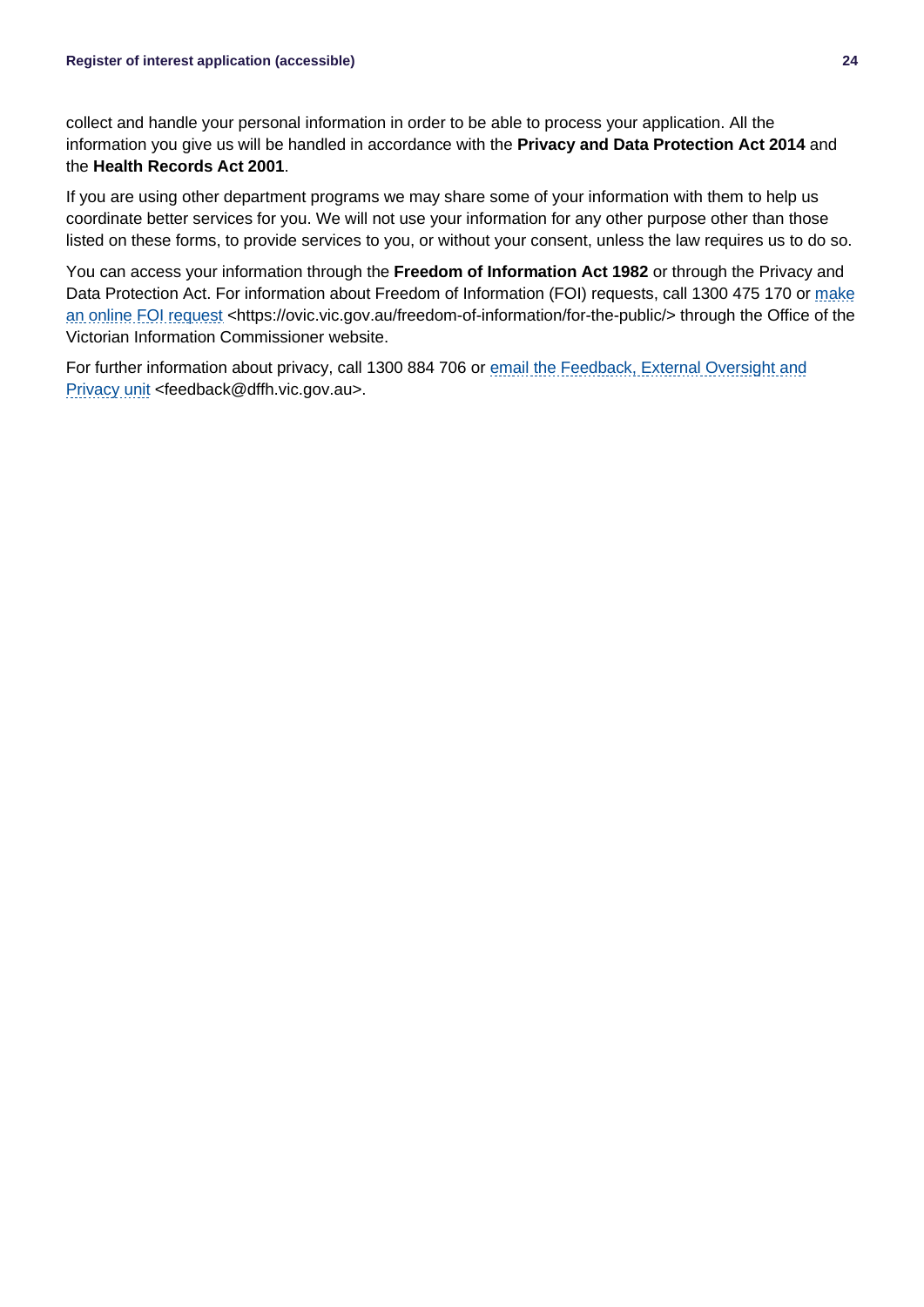collect and handle your personal information in order to be able to process your application. All the information you give us will be handled in accordance with the **Privacy and Data Protection Act 2014** and the **Health Records Act 2001**.

If you are using other department programs we may share some of your information with them to help us coordinate better services for you. We will not use your information for any other purpose other than those listed on these forms, to provide services to you, or without your consent, unless the law requires us to do so.

You can access your information through the **Freedom of Information Act 1982** or through the Privacy and Data Protection Act. For information about Freedom of Information (FOI) requests, call 1300 475 170 or [make an online FOI request](https://ovic.vic.gov.au/freedom-of-information/for-the-public/) <https://ovic.vic.gov.au/freedom-of-information/for-the-public/> through the Office of the Victorian Information Commissioner website.

For further information about privacy, call 1300 884 706 or [email the Feedback, External Oversight and Privacy unit](mailto:feedback@dffh.vic.gov.au) <feedback@dffh.vic.gov.au>.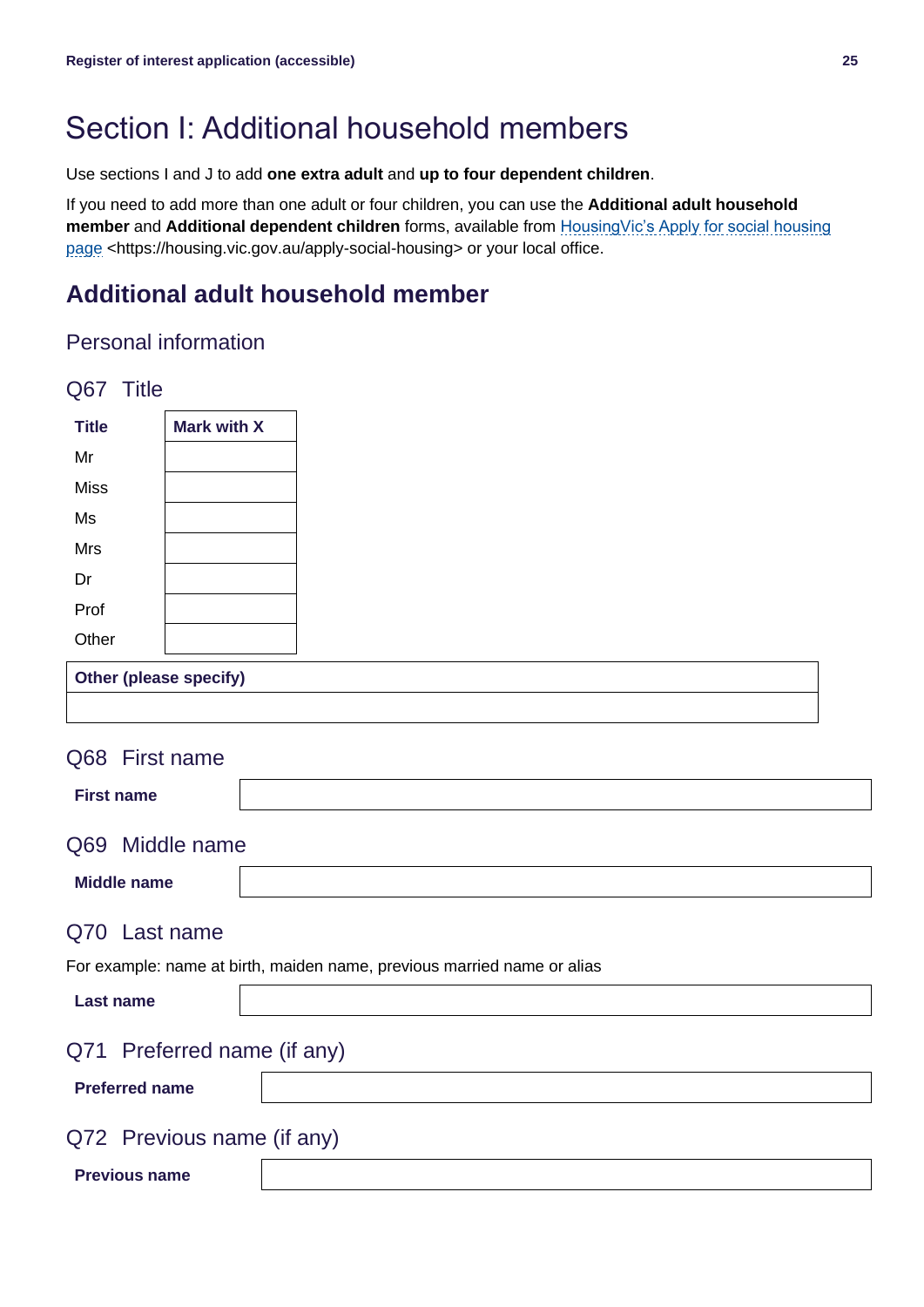# Section I: Additional household members

Use sections I and J to add **one extra adult** and **up to four dependent children**.

If you need to add more than one adult or four children, you can use the **Additional adult household member** and **Additional dependent children** forms, available from [HousingVic's Apply for social housing page](https://housing.vic.gov.au/apply-social-housing) <https://housing.vic.gov.au/apply-social-housing> or your local office.

## Additional adult household member

### Personal information

#### Q67 Title

| Title | Mark with X |
|---|---|
| Mr | |
| Miss | |
| Ms | |
| Mrs | |
| Dr | |
| Prof | |
| Other | |

| Other (please specify) |
|---|
| |

#### Q68 First name

| First name | |
|---|---|

#### Q69 Middle name

| Middle name | |
|---|---|

#### Q70 Last name

For example: name at birth, maiden name, previous married name or alias

| Last name | |
|---|---|

#### Q71 Preferred name (if any)

| Preferred name | |
|---|---|

#### Q72 Previous name (if any)

| Previous name | |
|---|---|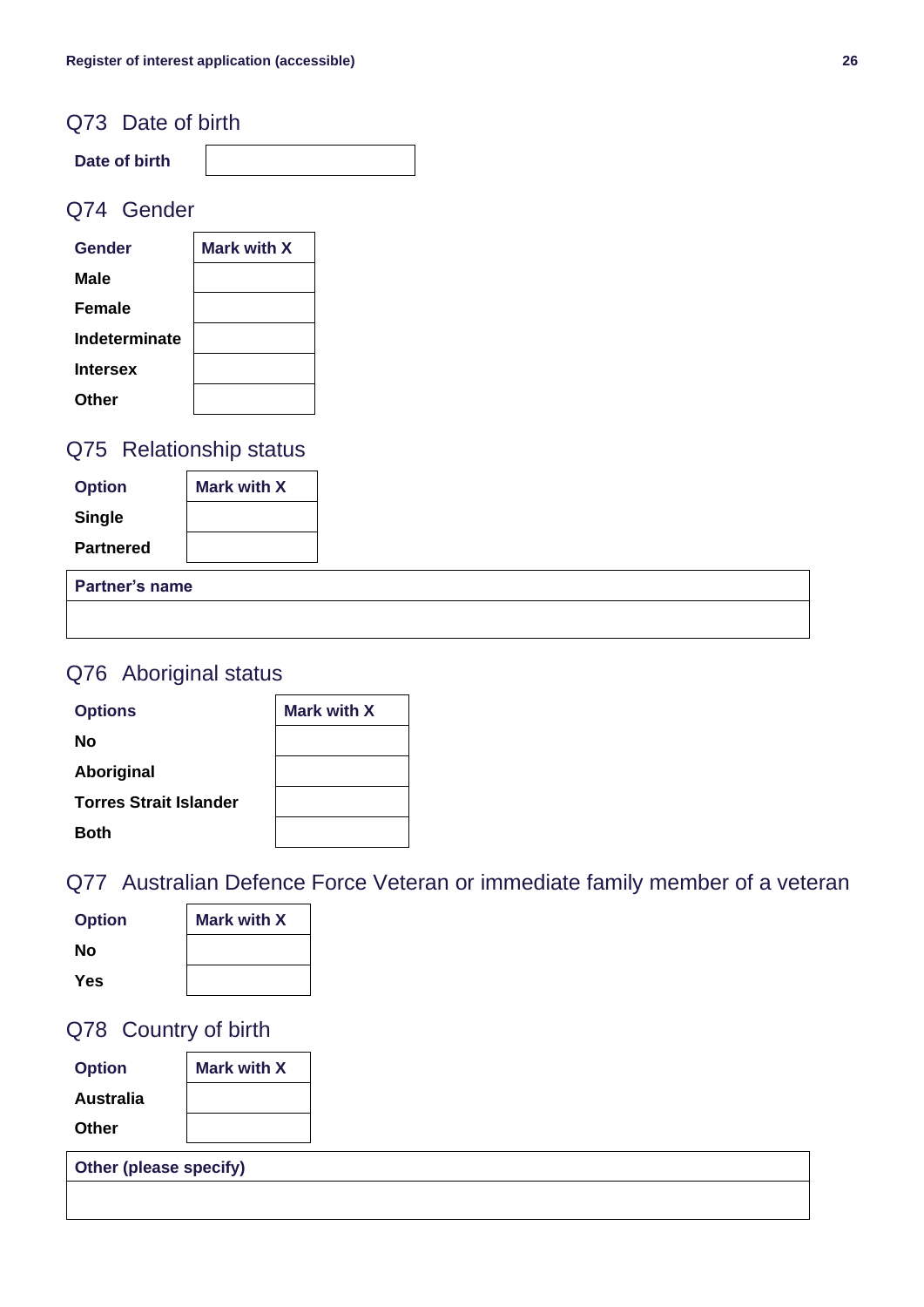## Q73 Date of birth

| | |
|---|---|
| **Date of birth** | |

## Q74 Gender

| Gender | Mark with X |
|---|---|
| **Male** | |
| **Female** | |
| **Indeterminate** | |
| **Intersex** | |
| **Other** | |

## Q75 Relationship status

| Option | Mark with X |
|---|---|
| **Single** | |
| **Partnered** | |

| Partner's name |
|---|
| |

## Q76 Aboriginal status

| Options | Mark with X |
|---|---|
| **No** | |
| **Aboriginal** | |
| **Torres Strait Islander** | |
| **Both** | |

## Q77 Australian Defence Force Veteran or immediate family member of a veteran

| Option | Mark with X |
|---|---|
| **No** | |
| **Yes** | |

## Q78 Country of birth

| Option | Mark with X |
|---|---|
| **Australia** | |
| **Other** | |

| Other (please specify) |
|---|
| |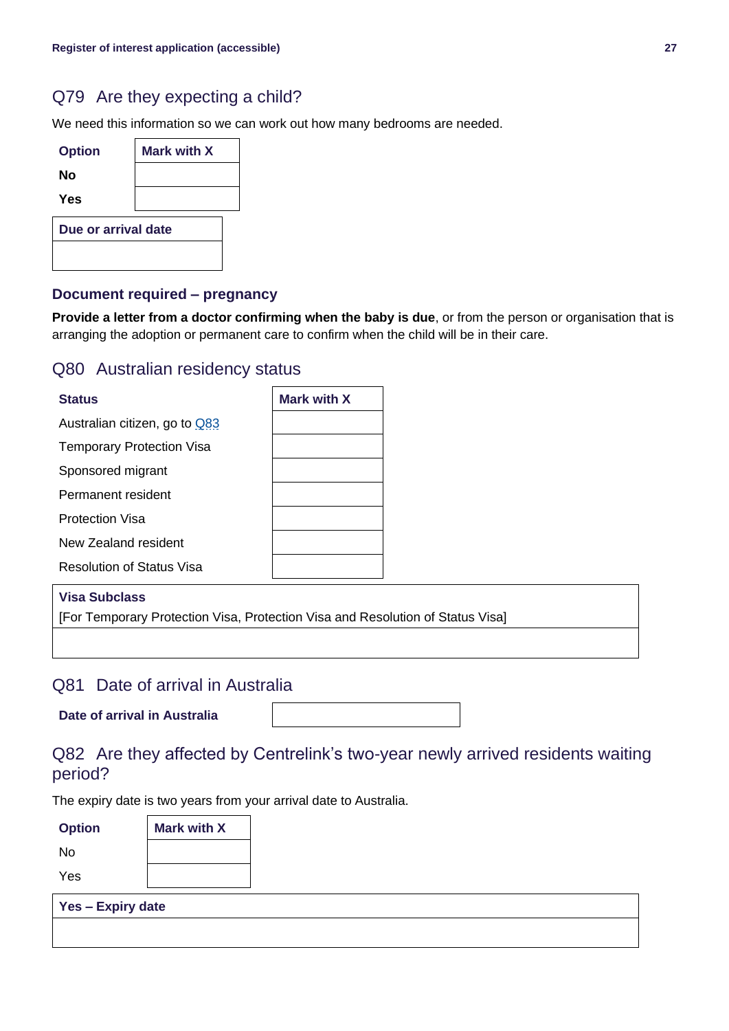## Q79 Are they expecting a child?

We need this information so we can work out how many bedrooms are needed.

| Option | Mark with X |
|---|---|
| No | |
| Yes | |

| Due or arrival date |
|---|
| |

### Document required – pregnancy

**Provide a letter from a doctor confirming when the baby is due**, or from the person or organisation that is arranging the adoption or permanent care to confirm when the child will be in their care.

## Q80 Australian residency status

| Status | Mark with X |
|---|---|
| Australian citizen, go to Q83 | |
| Temporary Protection Visa | |
| Sponsored migrant | |
| Permanent resident | |
| Protection Visa | |
| New Zealand resident | |
| Resolution of Status Visa | |

| **Visa Subclass** [For Temporary Protection Visa, Protection Visa and Resolution of Status Visa] |
|---|
| |

## Q81 Date of arrival in Australia

| Date of arrival in Australia | |
|---|---|

## Q82 Are they affected by Centrelink's two-year newly arrived residents waiting period?

The expiry date is two years from your arrival date to Australia.

| Option | Mark with X |
|---|---|
| No | |
| Yes | |

| Yes – Expiry date |
|---|
| |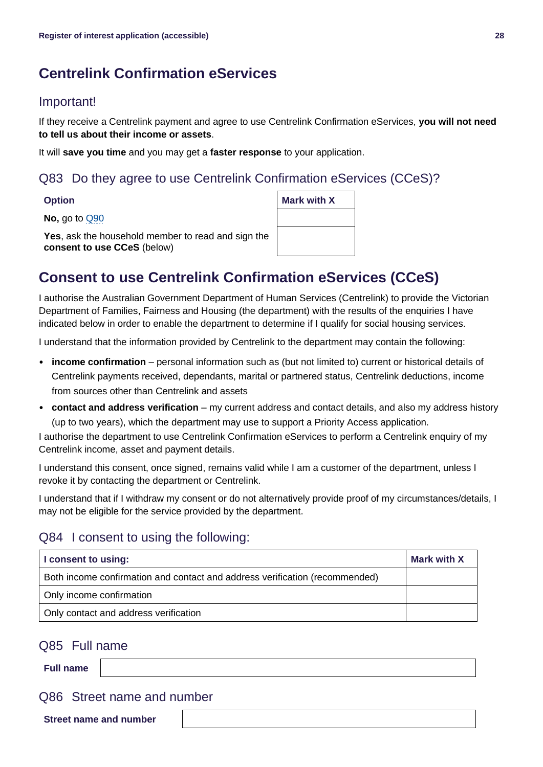## Centrelink Confirmation eServices

### Important!

If they receive a Centrelink payment and agree to use Centrelink Confirmation eServices, **you will not need to tell us about their income or assets**.

It will **save you time** and you may get a **faster response** to your application.

### Q83 Do they agree to use Centrelink Confirmation eServices (CCeS)?

| Option | Mark with X |
| --- | --- |
| **No,** go to Q90 | |
| **Yes**, ask the household member to read and sign the **consent to use CCeS** (below) | |

## Consent to use Centrelink Confirmation eServices (CCeS)

I authorise the Australian Government Department of Human Services (Centrelink) to provide the Victorian Department of Families, Fairness and Housing (the department) with the results of the enquiries I have indicated below in order to enable the department to determine if I qualify for social housing services.

I understand that the information provided by Centrelink to the department may contain the following:

- **income confirmation** – personal information such as (but not limited to) current or historical details of Centrelink payments received, dependants, marital or partnered status, Centrelink deductions, income from sources other than Centrelink and assets
- **contact and address verification** – my current address and contact details, and also my address history (up to two years), which the department may use to support a Priority Access application.

I authorise the department to use Centrelink Confirmation eServices to perform a Centrelink enquiry of my Centrelink income, asset and payment details.

I understand this consent, once signed, remains valid while I am a customer of the department, unless I revoke it by contacting the department or Centrelink.

I understand that if I withdraw my consent or do not alternatively provide proof of my circumstances/details, I may not be eligible for the service provided by the department.

### Q84 I consent to using the following:

| I consent to using: | Mark with X |
| --- | --- |
| Both income confirmation and contact and address verification (recommended) | |
| Only income confirmation | |
| Only contact and address verification | |

### Q85 Full name

| Full name | |
| --- | --- |

### Q86 Street name and number

| Street name and number | |
| --- | --- |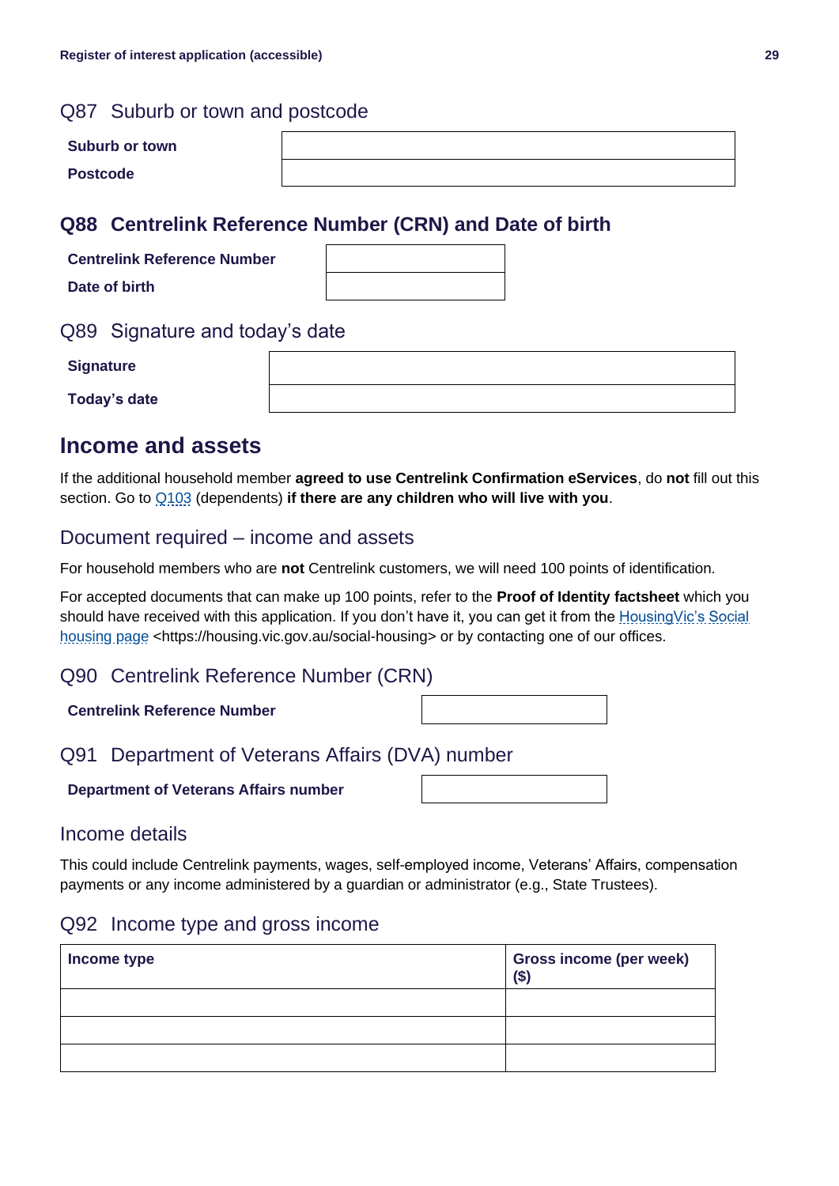### Q87 Suburb or town and postcode

| Suburb or town | |
|---|---|
| Postcode | |

### **Q88 Centrelink Reference Number (CRN) and Date of birth**

| Centrelink Reference Number | |
|---|---|
| Date of birth | |

### Q89 Signature and today's date

| Signature | |
|---|---|
| Today's date | |

## Income and assets

If the additional household member **agreed to use Centrelink Confirmation eServices**, do **not** fill out this section. Go to Q103 (dependents) **if there are any children who will live with you**.

### Document required – income and assets

For household members who are **not** Centrelink customers, we will need 100 points of identification.

For accepted documents that can make up 100 points, refer to the **Proof of Identity factsheet** which you should have received with this application. If you don't have it, you can get it from the HousingVic's Social housing page <https://housing.vic.gov.au/social-housing> or by contacting one of our offices.

### Q90 Centrelink Reference Number (CRN)

| Centrelink Reference Number | |
|---|---|

### Q91 Department of Veterans Affairs (DVA) number

| Department of Veterans Affairs number | |
|---|---|

### Income details

This could include Centrelink payments, wages, self-employed income, Veterans' Affairs, compensation payments or any income administered by a guardian or administrator (e.g., State Trustees).

### Q92 Income type and gross income

| Income type | Gross income (per week) ($) |
|---|---|
| | |
| | |
| | |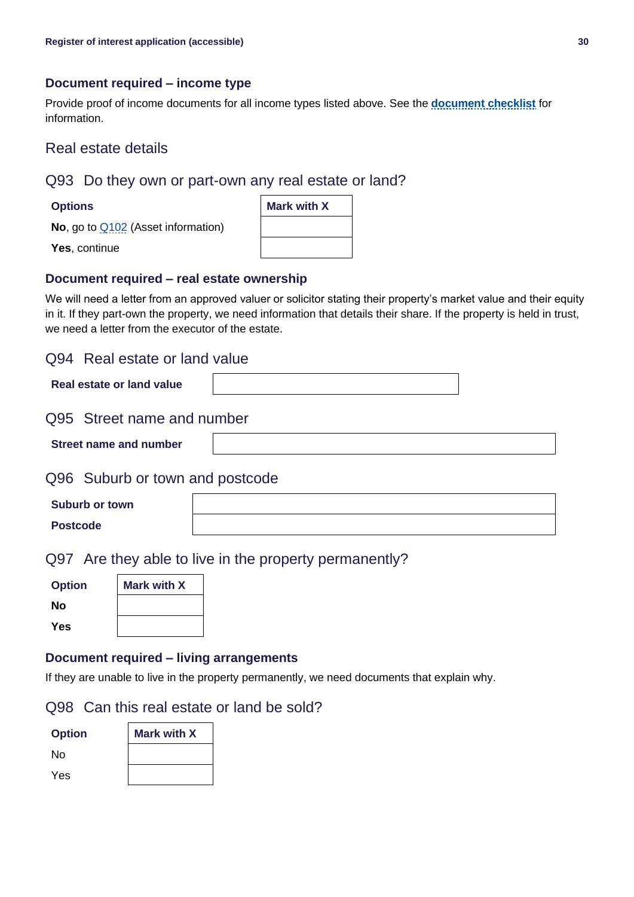### Document required – income type

Provide proof of income documents for all income types listed above. See the **document checklist** for information.

## Real estate details

### Q93 Do they own or part-own any real estate or land?

| Options | Mark with X |
|---|---|
| **No**, go to Q102 (Asset information) | |
| **Yes**, continue | |

### Document required – real estate ownership

We will need a letter from an approved valuer or solicitor stating their property's market value and their equity in it. If they part-own the property, we need information that details their share. If the property is held in trust, we need a letter from the executor of the estate.

### Q94 Real estate or land value

| | |
|---|---|
| **Real estate or land value** | |

### Q95 Street name and number

| | |
|---|---|
| **Street name and number** | |

### Q96 Suburb or town and postcode

| | |
|---|---|
| **Suburb or town** | |
| **Postcode** | |

### Q97 Are they able to live in the property permanently?

| Option | Mark with X |
|---|---|
| **No** | |
| **Yes** | |

### Document required – living arrangements

If they are unable to live in the property permanently, we need documents that explain why.

### Q98 Can this real estate or land be sold?

| Option | Mark with X |
|---|---|
| No | |
| Yes | |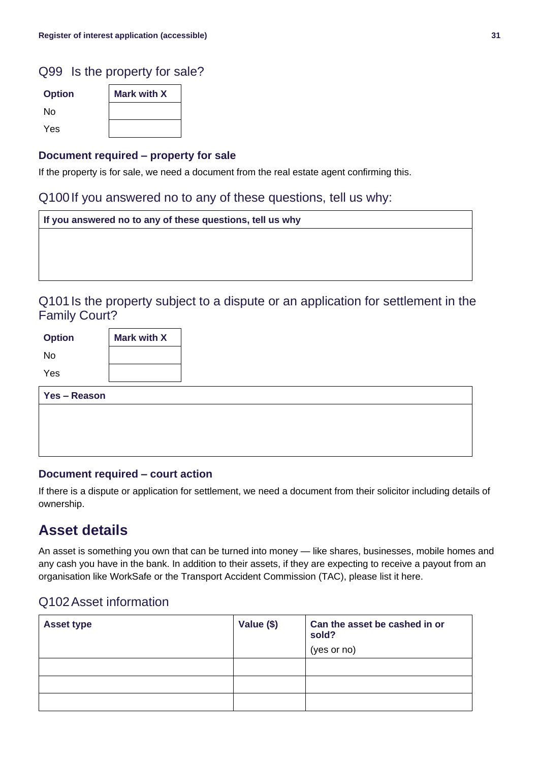### Q99 Is the property for sale?

| Option | Mark with X |
|---|---|
| No | |
| Yes | |

#### Document required – property for sale

If the property is for sale, we need a document from the real estate agent confirming this.

### Q100 If you answered no to any of these questions, tell us why:

| If you answered no to any of these questions, tell us why |
|---|
| |

### Q101 Is the property subject to a dispute or an application for settlement in the Family Court?

| Option | Mark with X |
|---|---|
| No | |
| Yes | |

| Yes – Reason |
|---|
| |

#### Document required – court action

If there is a dispute or application for settlement, we need a document from their solicitor including details of ownership.

## Asset details

An asset is something you own that can be turned into money — like shares, businesses, mobile homes and any cash you have in the bank. In addition to their assets, if they are expecting to receive a payout from an organisation like WorkSafe or the Transport Accident Commission (TAC), please list it here.

### Q102 Asset information

| Asset type | Value ($) | Can the asset be cashed in or sold? (yes or no) |
|---|---|---|
| | | |
| | | |
| | | |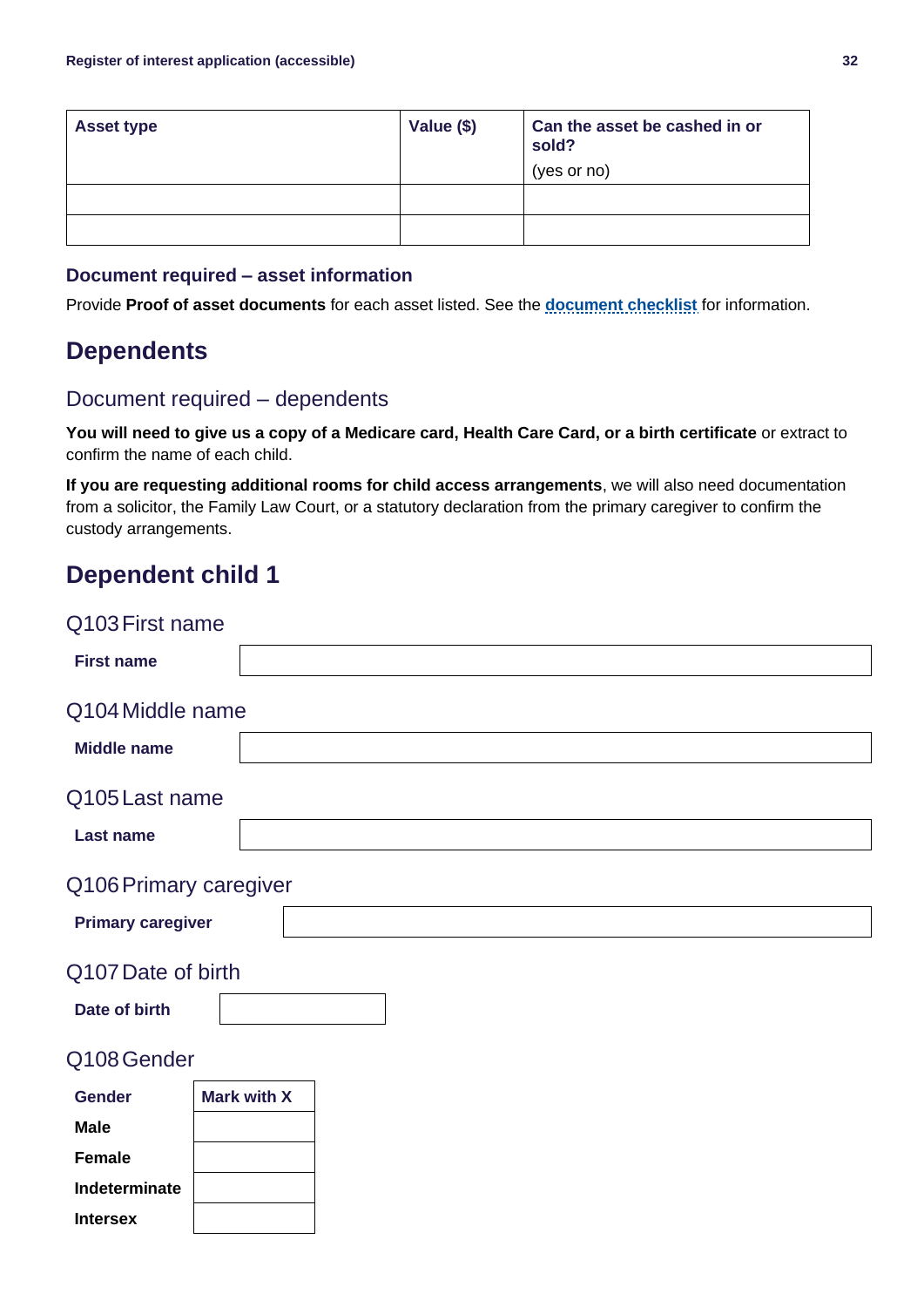| Asset type | Value ($) | Can the asset be cashed in or sold? (yes or no) |
|---|---|---|
| | | |
| | | |

**Document required – asset information**

Provide **Proof of asset documents** for each asset listed. See the **document checklist** for information.

## Dependents

### Document required – dependents

**You will need to give us a copy of a Medicare card, Health Care Card, or a birth certificate** or extract to confirm the name of each child.

**If you are requesting additional rooms for child access arrangements**, we will also need documentation from a solicitor, the Family Law Court, or a statutory declaration from the primary caregiver to confirm the custody arrangements.

## Dependent child 1

### Q103 First name

| **First name** | |
|---|---|

### Q104 Middle name

| **Middle name** | |
|---|---|

### Q105 Last name

| **Last name** | |
|---|---|

### Q106 Primary caregiver

| **Primary caregiver** | |
|---|---|

### Q107 Date of birth

| **Date of birth** | |
|---|---|

### Q108 Gender

| Gender | Mark with X |
|---|---|
| **Male** | |
| **Female** | |
| **Indeterminate** | |
| **Intersex** | |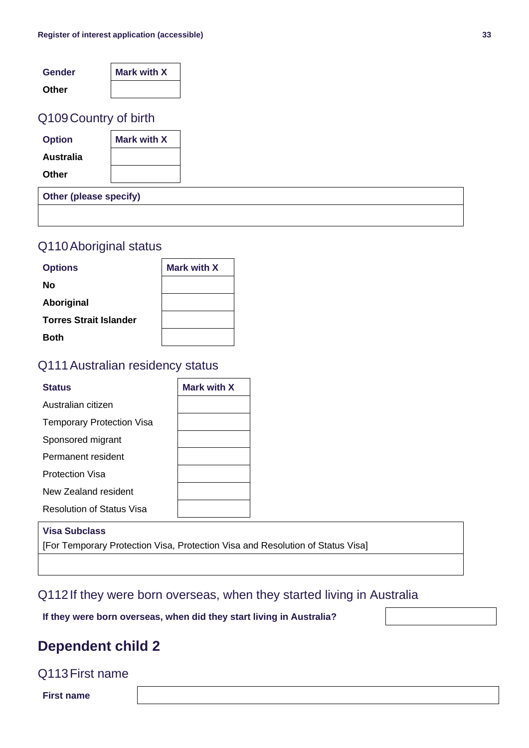| Gender | Mark with X |
| --- | --- |
| Other | |

## Q109 Country of birth

| Option | Mark with X |
| --- | --- |
| Australia | |
| Other | |

| Other (please specify) |
| --- |
| |

## Q110 Aboriginal status

| Options | Mark with X |
| --- | --- |
| No | |
| Aboriginal | |
| Torres Strait Islander | |
| Both | |

## Q111 Australian residency status

| Status | Mark with X |
| --- | --- |
| Australian citizen | |
| Temporary Protection Visa | |
| Sponsored migrant | |
| Permanent resident | |
| Protection Visa | |
| New Zealand resident | |
| Resolution of Status Visa | |

| **Visa Subclass** [For Temporary Protection Visa, Protection Visa and Resolution of Status Visa] |
| --- |
| |

## Q112 If they were born overseas, when they started living in Australia

| | |
| --- | --- |
| **If they were born overseas, when did they start living in Australia?** | |

# Dependent child 2

## Q113 First name

| | |
| --- | --- |
| **First name** | |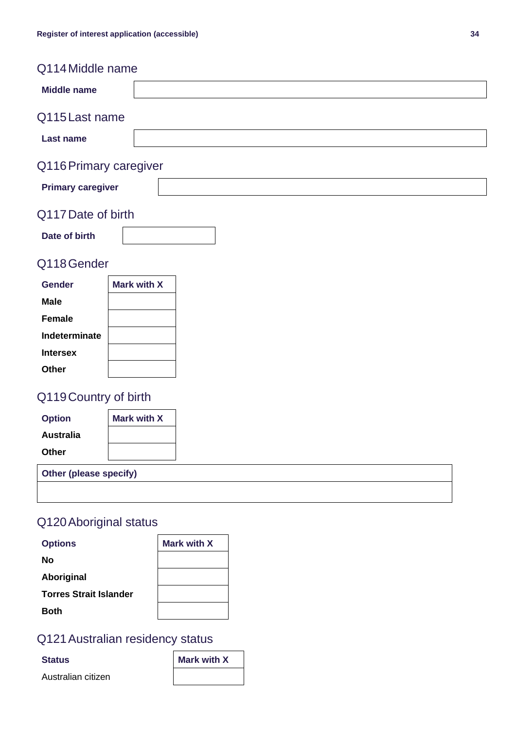## Q114 Middle name

| | |
|---|---|
| **Middle name** | |

## Q115 Last name

| | |
|---|---|
| **Last name** | |

## Q116 Primary caregiver

| | |
|---|---|
| **Primary caregiver** | |

## Q117 Date of birth

| | |
|---|---|
| **Date of birth** | |

## Q118 Gender

| Gender | Mark with X |
|---|---|
| **Male** | |
| **Female** | |
| **Indeterminate** | |
| **Intersex** | |
| **Other** | |

## Q119 Country of birth

| Option | Mark with X |
|---|---|
| **Australia** | |
| **Other** | |

| Other (please specify) |
|---|
| |

## Q120 Aboriginal status

| Options | Mark with X |
|---|---|
| **No** | |
| **Aboriginal** | |
| **Torres Strait Islander** | |
| **Both** | |

## Q121 Australian residency status

| Status | Mark with X |
|---|---|
| Australian citizen | |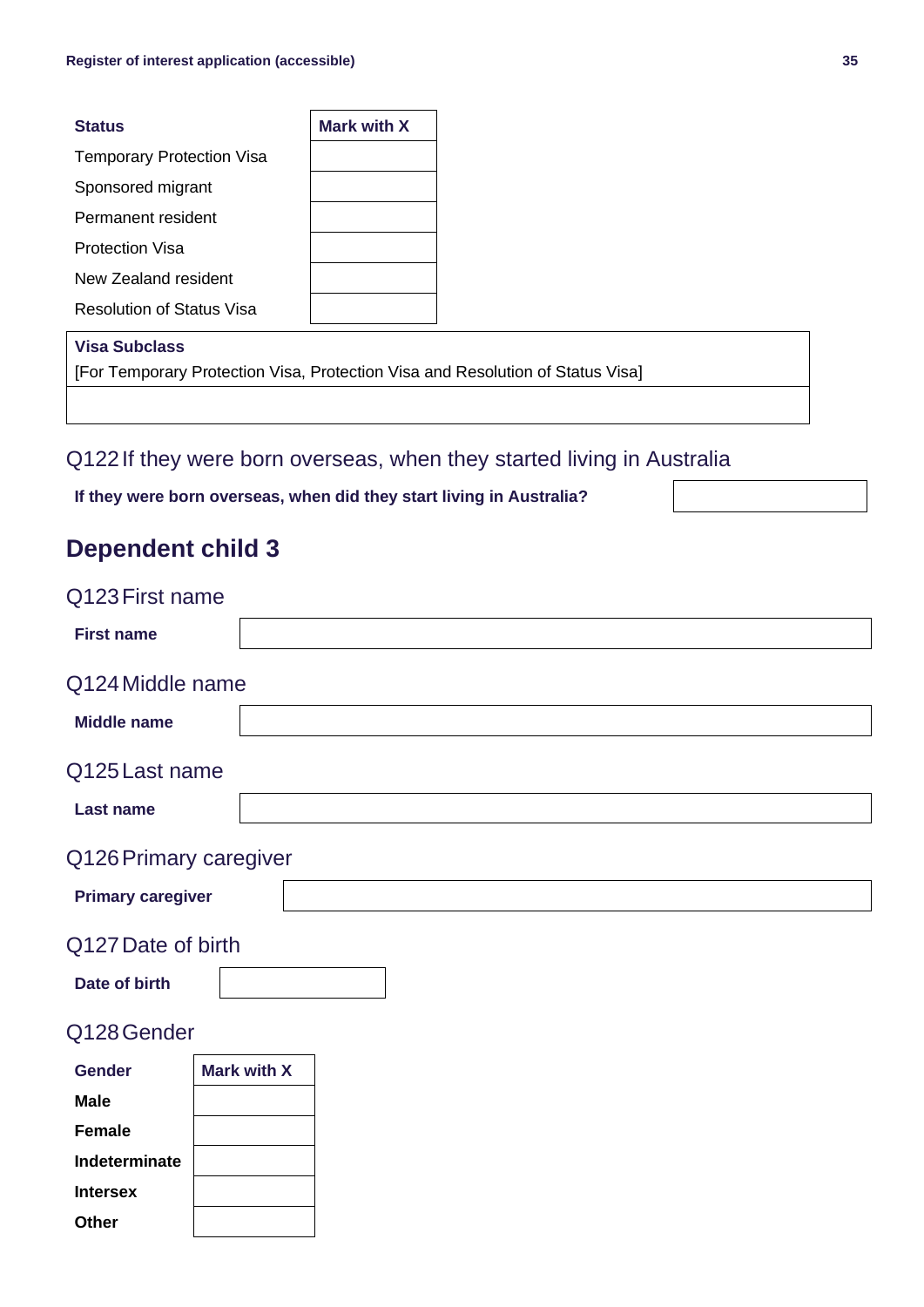| Status | Mark with X |
|---|---|
| Temporary Protection Visa | |
| Sponsored migrant | |
| Permanent resident | |
| Protection Visa | |
| New Zealand resident | |
| Resolution of Status Visa | |

| Visa Subclass [For Temporary Protection Visa, Protection Visa and Resolution of Status Visa] |
|---|
| |

### Q122 If they were born overseas, when they started living in Australia

| If they were born overseas, when did they start living in Australia? | |
|---|---|

## Dependent child 3

### Q123 First name

| First name | |
|---|---|

### Q124 Middle name

| Middle name | |
|---|---|

### Q125 Last name

| Last name | |
|---|---|

### Q126 Primary caregiver

| Primary caregiver | |
|---|---|

### Q127 Date of birth

| Date of birth | |
|---|---|

### Q128 Gender

| Gender | Mark with X |
|---|---|
| **Male** | |
| **Female** | |
| **Indeterminate** | |
| **Intersex** | |
| **Other** | |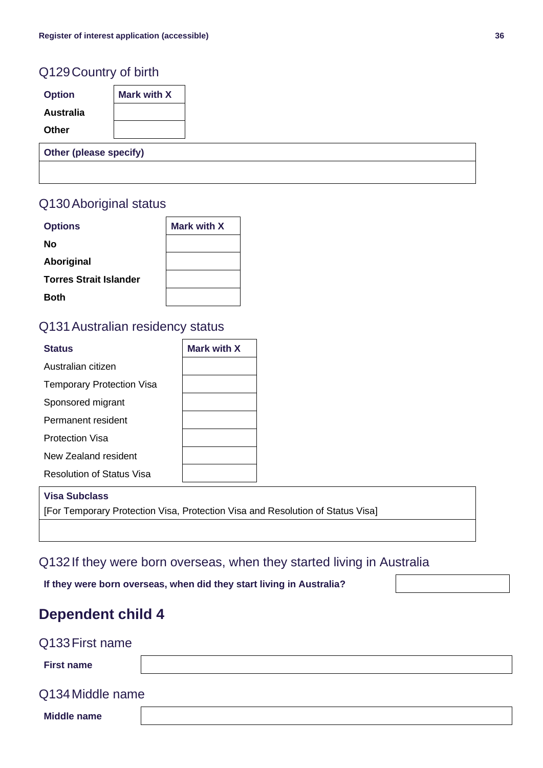### Q129 Country of birth

| Option | Mark with X |
| --- | --- |
| Australia | |
| Other | |

| Other (please specify) |
| --- |
| |

### Q130 Aboriginal status

| Options | Mark with X |
| --- | --- |
| No | |
| Aboriginal | |
| Torres Strait Islander | |
| Both | |

### Q131 Australian residency status

| Status | Mark with X |
| --- | --- |
| Australian citizen | |
| Temporary Protection Visa | |
| Sponsored migrant | |
| Permanent resident | |
| Protection Visa | |
| New Zealand resident | |
| Resolution of Status Visa | |

| Visa Subclass<br>[For Temporary Protection Visa, Protection Visa and Resolution of Status Visa] |
| --- |
| |

### Q132 If they were born overseas, when they started living in Australia

| | |
| --- | --- |
| **If they were born overseas, when did they start living in Australia?** | |

## Dependent child 4

### Q133 First name

| | |
| --- | --- |
| **First name** | |

### Q134 Middle name

| | |
| --- | --- |
| **Middle name** | |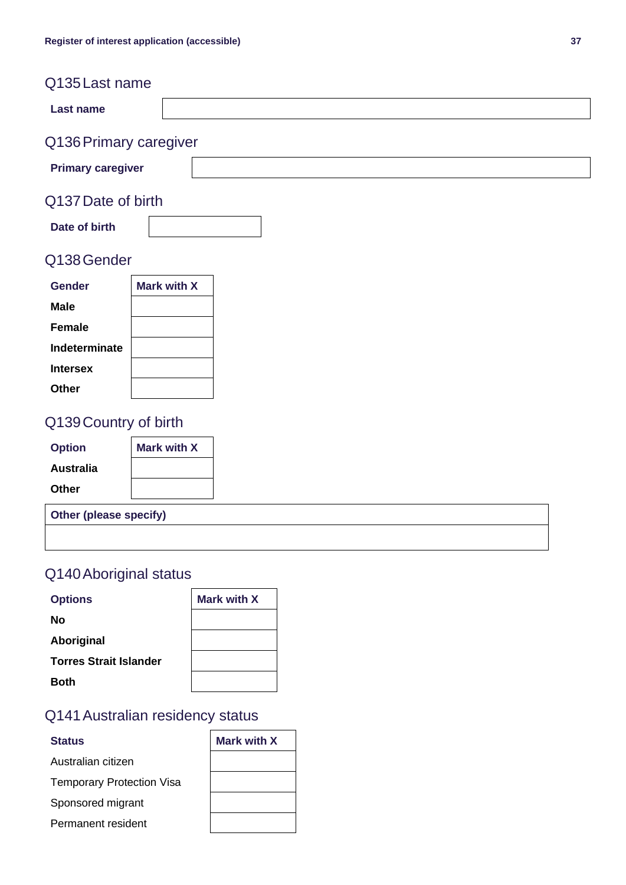## Q135 Last name

| | |
|---|---|
| **Last name** | |

## Q136 Primary caregiver

| | |
|---|---|
| **Primary caregiver** | |

## Q137 Date of birth

| | |
|---|---|
| **Date of birth** | |

## Q138 Gender

| Gender | Mark with X |
|---|---|
| **Male** | |
| **Female** | |
| **Indeterminate** | |
| **Intersex** | |
| **Other** | |

## Q139 Country of birth

| Option | Mark with X |
|---|---|
| **Australia** | |
| **Other** | |

| Other (please specify) |
|---|
| |

## Q140 Aboriginal status

| Options | Mark with X |
|---|---|
| **No** | |
| **Aboriginal** | |
| **Torres Strait Islander** | |
| **Both** | |

## Q141 Australian residency status

| Status | Mark with X |
|---|---|
| Australian citizen | |
| Temporary Protection Visa | |
| Sponsored migrant | |
| Permanent resident | |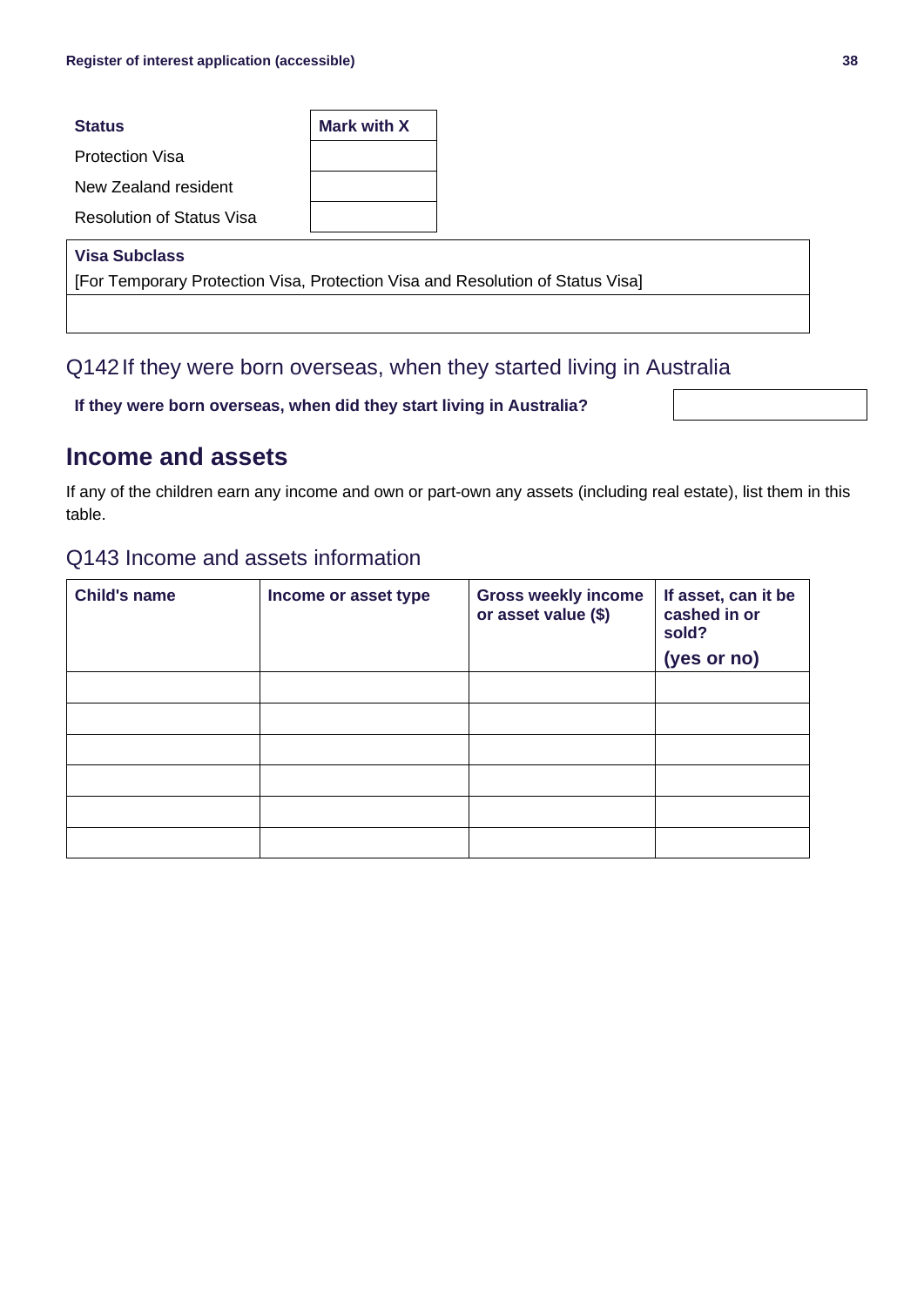| Status | Mark with X |
|---|---|
| Protection Visa | |
| New Zealand resident | |
| Resolution of Status Visa | |

| **Visa Subclass** [For Temporary Protection Visa, Protection Visa and Resolution of Status Visa] |
|---|
| |

## Q142 If they were born overseas, when they started living in Australia

| **If they were born overseas, when did they start living in Australia?** | |
|---|---|

## Income and assets

If any of the children earn any income and own or part-own any assets (including real estate), list them in this table.

### Q143 Income and assets information

| Child's name | Income or asset type | Gross weekly income or asset value ($) | If asset, can it be cashed in or sold? (yes or no) |
|---|---|---|---|
| | | | |
| | | | |
| | | | |
| | | | |
| | | | |
| | | | |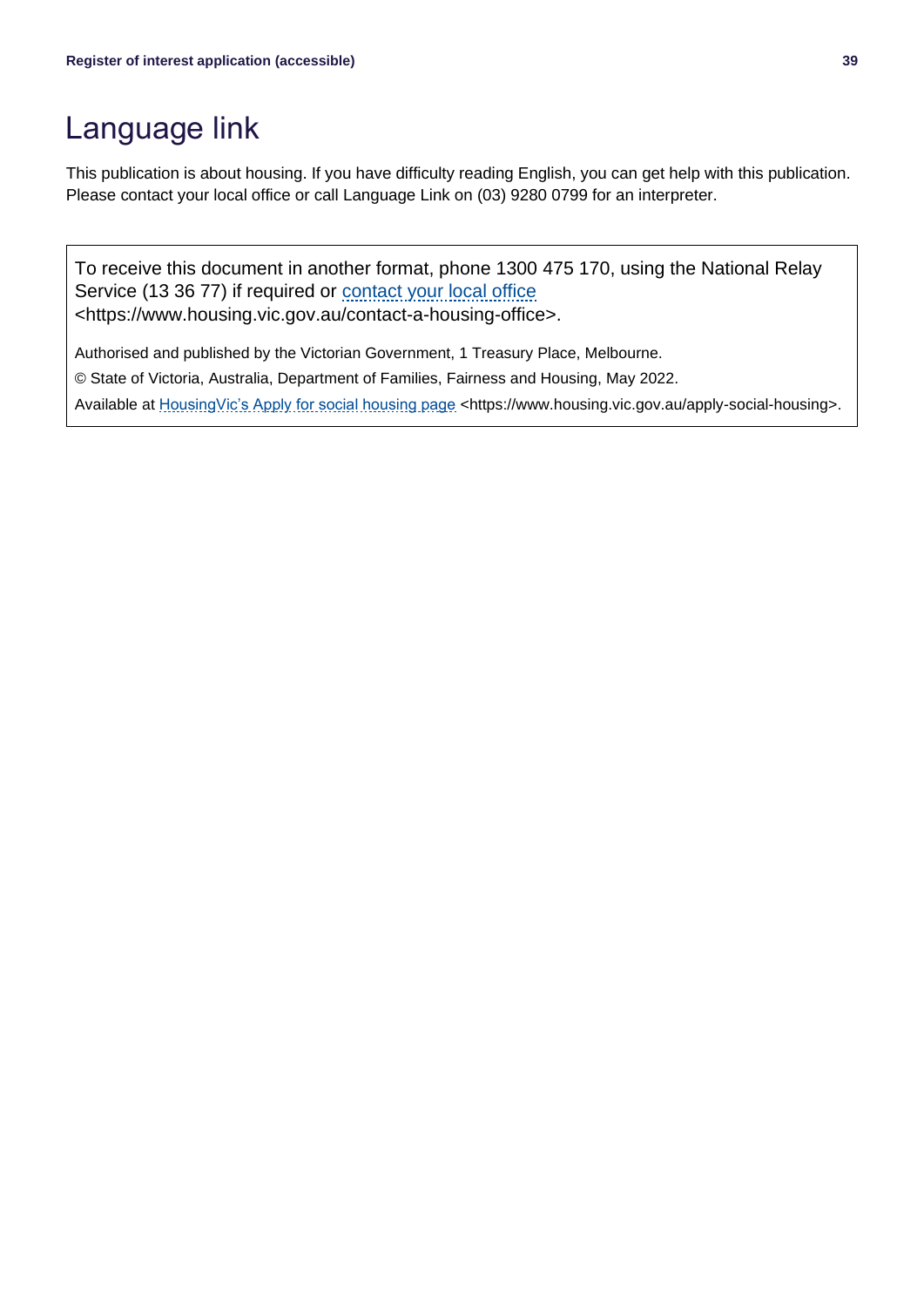# Language link

This publication is about housing. If you have difficulty reading English, you can get help with this publication. Please contact your local office or call Language Link on (03) 9280 0799 for an interpreter.

To receive this document in another format, phone 1300 475 170, using the National Relay Service (13 36 77) if required or [contact your local office](https://www.housing.vic.gov.au/contact-a-housing-office) <https://www.housing.vic.gov.au/contact-a-housing-office>.

Authorised and published by the Victorian Government, 1 Treasury Place, Melbourne.

© State of Victoria, Australia, Department of Families, Fairness and Housing, May 2022.

Available at [HousingVic's Apply for social housing page](https://www.housing.vic.gov.au/apply-social-housing) <https://www.housing.vic.gov.au/apply-social-housing>.